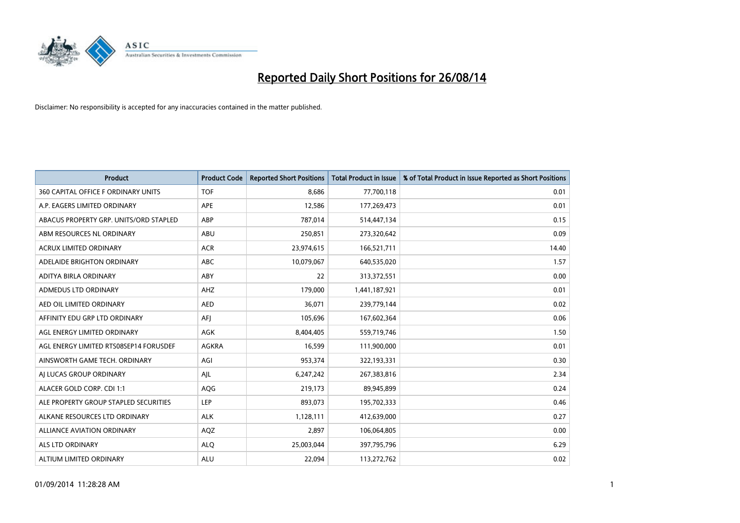# Reported Daily Short Positions for 26/08/14

Disclaimer: No responsibility is accepted for any inaccuracies contained in the matter published.

| Product | Product Code | Reported Short Positions | Total Product in Issue | % of Total Product in Issue Reported as Short Positions |
|---|---|---|---|---|
| 360 CAPITAL OFFICE F ORDINARY UNITS | TOF | 8,686 | 77,700,118 | 0.01 |
| A.P. EAGERS LIMITED ORDINARY | APE | 12,586 | 177,269,473 | 0.01 |
| ABACUS PROPERTY GRP. UNITS/ORD STAPLED | ABP | 787,014 | 514,447,134 | 0.15 |
| ABM RESOURCES NL ORDINARY | ABU | 250,851 | 273,320,642 | 0.09 |
| ACRUX LIMITED ORDINARY | ACR | 23,974,615 | 166,521,711 | 14.40 |
| ADELAIDE BRIGHTON ORDINARY | ABC | 10,079,067 | 640,535,020 | 1.57 |
| ADITYA BIRLA ORDINARY | ABY | 22 | 313,372,551 | 0.00 |
| ADMEDUS LTD ORDINARY | AHZ | 179,000 | 1,441,187,921 | 0.01 |
| AED OIL LIMITED ORDINARY | AED | 36,071 | 239,779,144 | 0.02 |
| AFFINITY EDU GRP LTD ORDINARY | AFJ | 105,696 | 167,602,364 | 0.06 |
| AGL ENERGY LIMITED ORDINARY | AGK | 8,404,405 | 559,719,746 | 1.50 |
| AGL ENERGY LIMITED RTS08SEP14 FORUSDEF | AGKRA | 16,599 | 111,900,000 | 0.01 |
| AINSWORTH GAME TECH. ORDINARY | AGI | 953,374 | 322,193,331 | 0.30 |
| AJ LUCAS GROUP ORDINARY | AJL | 6,247,242 | 267,383,816 | 2.34 |
| ALACER GOLD CORP. CDI 1:1 | AQG | 219,173 | 89,945,899 | 0.24 |
| ALE PROPERTY GROUP STAPLED SECURITIES | LEP | 893,073 | 195,702,333 | 0.46 |
| ALKANE RESOURCES LTD ORDINARY | ALK | 1,128,111 | 412,639,000 | 0.27 |
| ALLIANCE AVIATION ORDINARY | AQZ | 2,897 | 106,064,805 | 0.00 |
| ALS LTD ORDINARY | ALQ | 25,003,044 | 397,795,796 | 6.29 |
| ALTIUM LIMITED ORDINARY | ALU | 22,094 | 113,272,762 | 0.02 |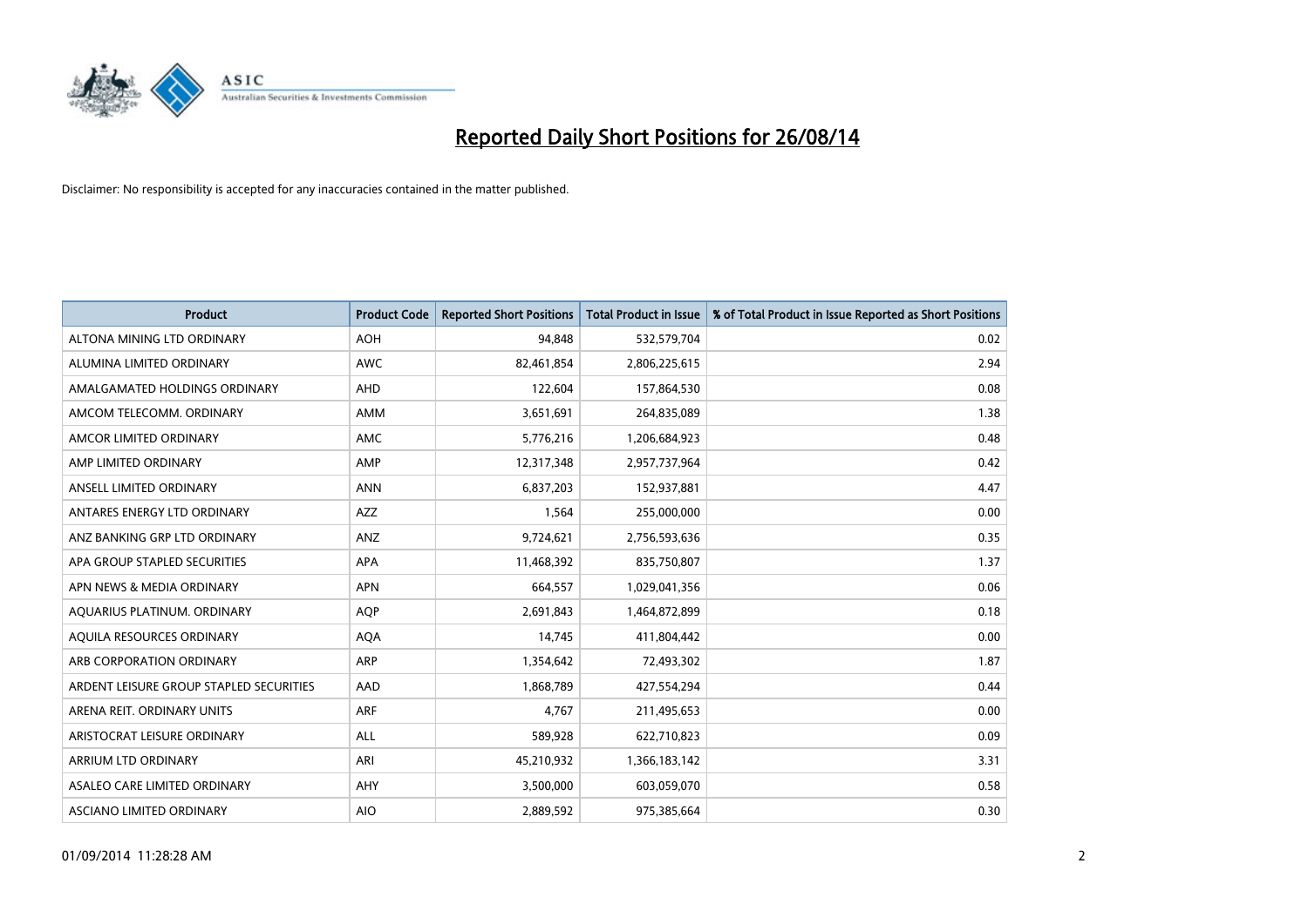# Reported Daily Short Positions for 26/08/14

Disclaimer: No responsibility is accepted for any inaccuracies contained in the matter published.

| Product | Product Code | Reported Short Positions | Total Product in Issue | % of Total Product in Issue Reported as Short Positions |
|---|---|---|---|---|
| ALTONA MINING LTD ORDINARY | AOH | 94,848 | 532,579,704 | 0.02 |
| ALUMINA LIMITED ORDINARY | AWC | 82,461,854 | 2,806,225,615 | 2.94 |
| AMALGAMATED HOLDINGS ORDINARY | AHD | 122,604 | 157,864,530 | 0.08 |
| AMCOM TELECOMM. ORDINARY | AMM | 3,651,691 | 264,835,089 | 1.38 |
| AMCOR LIMITED ORDINARY | AMC | 5,776,216 | 1,206,684,923 | 0.48 |
| AMP LIMITED ORDINARY | AMP | 12,317,348 | 2,957,737,964 | 0.42 |
| ANSELL LIMITED ORDINARY | ANN | 6,837,203 | 152,937,881 | 4.47 |
| ANTARES ENERGY LTD ORDINARY | AZZ | 1,564 | 255,000,000 | 0.00 |
| ANZ BANKING GRP LTD ORDINARY | ANZ | 9,724,621 | 2,756,593,636 | 0.35 |
| APA GROUP STAPLED SECURITIES | APA | 11,468,392 | 835,750,807 | 1.37 |
| APN NEWS & MEDIA ORDINARY | APN | 664,557 | 1,029,041,356 | 0.06 |
| AQUARIUS PLATINUM. ORDINARY | AQP | 2,691,843 | 1,464,872,899 | 0.18 |
| AQUILA RESOURCES ORDINARY | AQA | 14,745 | 411,804,442 | 0.00 |
| ARB CORPORATION ORDINARY | ARP | 1,354,642 | 72,493,302 | 1.87 |
| ARDENT LEISURE GROUP STAPLED SECURITIES | AAD | 1,868,789 | 427,554,294 | 0.44 |
| ARENA REIT. ORDINARY UNITS | ARF | 4,767 | 211,495,653 | 0.00 |
| ARISTOCRAT LEISURE ORDINARY | ALL | 589,928 | 622,710,823 | 0.09 |
| ARRIUM LTD ORDINARY | ARI | 45,210,932 | 1,366,183,142 | 3.31 |
| ASALEO CARE LIMITED ORDINARY | AHY | 3,500,000 | 603,059,070 | 0.58 |
| ASCIANO LIMITED ORDINARY | AIO | 2,889,592 | 975,385,664 | 0.30 |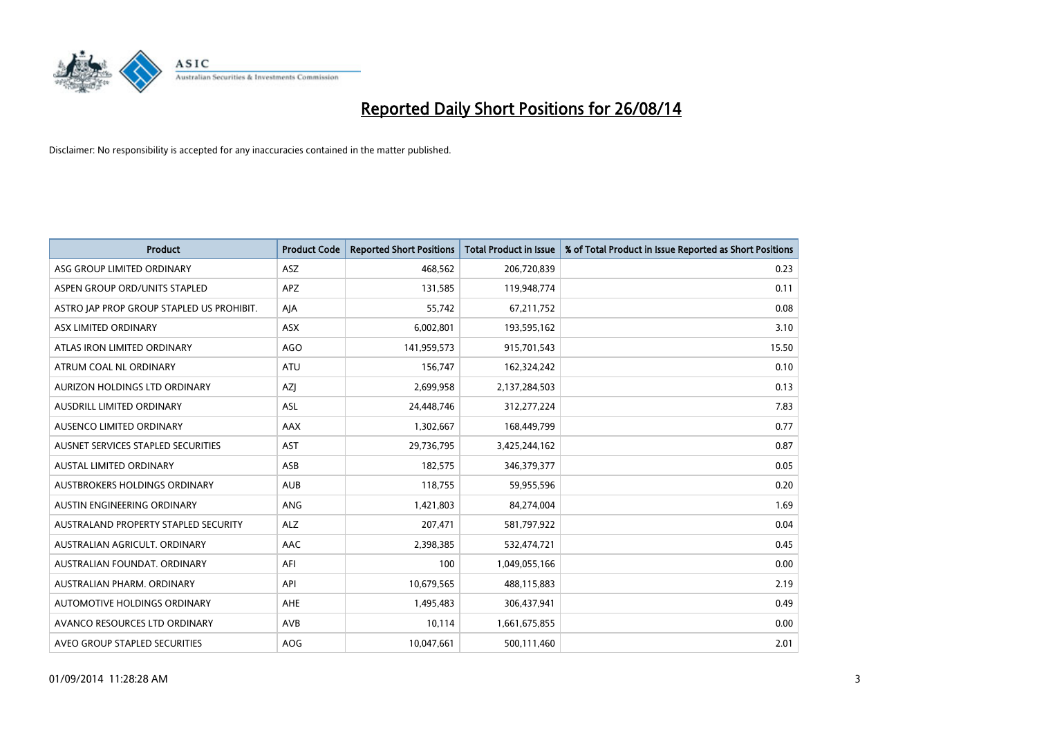# Reported Daily Short Positions for 26/08/14

Disclaimer: No responsibility is accepted for any inaccuracies contained in the matter published.

| Product | Product Code | Reported Short Positions | Total Product in Issue | % of Total Product in Issue Reported as Short Positions |
|---|---|---|---|---|
| ASG GROUP LIMITED ORDINARY | ASZ | 468,562 | 206,720,839 | 0.23 |
| ASPEN GROUP ORD/UNITS STAPLED | APZ | 131,585 | 119,948,774 | 0.11 |
| ASTRO JAP PROP GROUP STAPLED US PROHIBIT. | AJA | 55,742 | 67,211,752 | 0.08 |
| ASX LIMITED ORDINARY | ASX | 6,002,801 | 193,595,162 | 3.10 |
| ATLAS IRON LIMITED ORDINARY | AGO | 141,959,573 | 915,701,543 | 15.50 |
| ATRUM COAL NL ORDINARY | ATU | 156,747 | 162,324,242 | 0.10 |
| AURIZON HOLDINGS LTD ORDINARY | AZJ | 2,699,958 | 2,137,284,503 | 0.13 |
| AUSDRILL LIMITED ORDINARY | ASL | 24,448,746 | 312,277,224 | 7.83 |
| AUSENCO LIMITED ORDINARY | AAX | 1,302,667 | 168,449,799 | 0.77 |
| AUSNET SERVICES STAPLED SECURITIES | AST | 29,736,795 | 3,425,244,162 | 0.87 |
| AUSTAL LIMITED ORDINARY | ASB | 182,575 | 346,379,377 | 0.05 |
| AUSTBROKERS HOLDINGS ORDINARY | AUB | 118,755 | 59,955,596 | 0.20 |
| AUSTIN ENGINEERING ORDINARY | ANG | 1,421,803 | 84,274,004 | 1.69 |
| AUSTRALAND PROPERTY STAPLED SECURITY | ALZ | 207,471 | 581,797,922 | 0.04 |
| AUSTRALIAN AGRICULT. ORDINARY | AAC | 2,398,385 | 532,474,721 | 0.45 |
| AUSTRALIAN FOUNDAT. ORDINARY | AFI | 100 | 1,049,055,166 | 0.00 |
| AUSTRALIAN PHARM. ORDINARY | API | 10,679,565 | 488,115,883 | 2.19 |
| AUTOMOTIVE HOLDINGS ORDINARY | AHE | 1,495,483 | 306,437,941 | 0.49 |
| AVANCO RESOURCES LTD ORDINARY | AVB | 10,114 | 1,661,675,855 | 0.00 |
| AVEO GROUP STAPLED SECURITIES | AOG | 10,047,661 | 500,111,460 | 2.01 |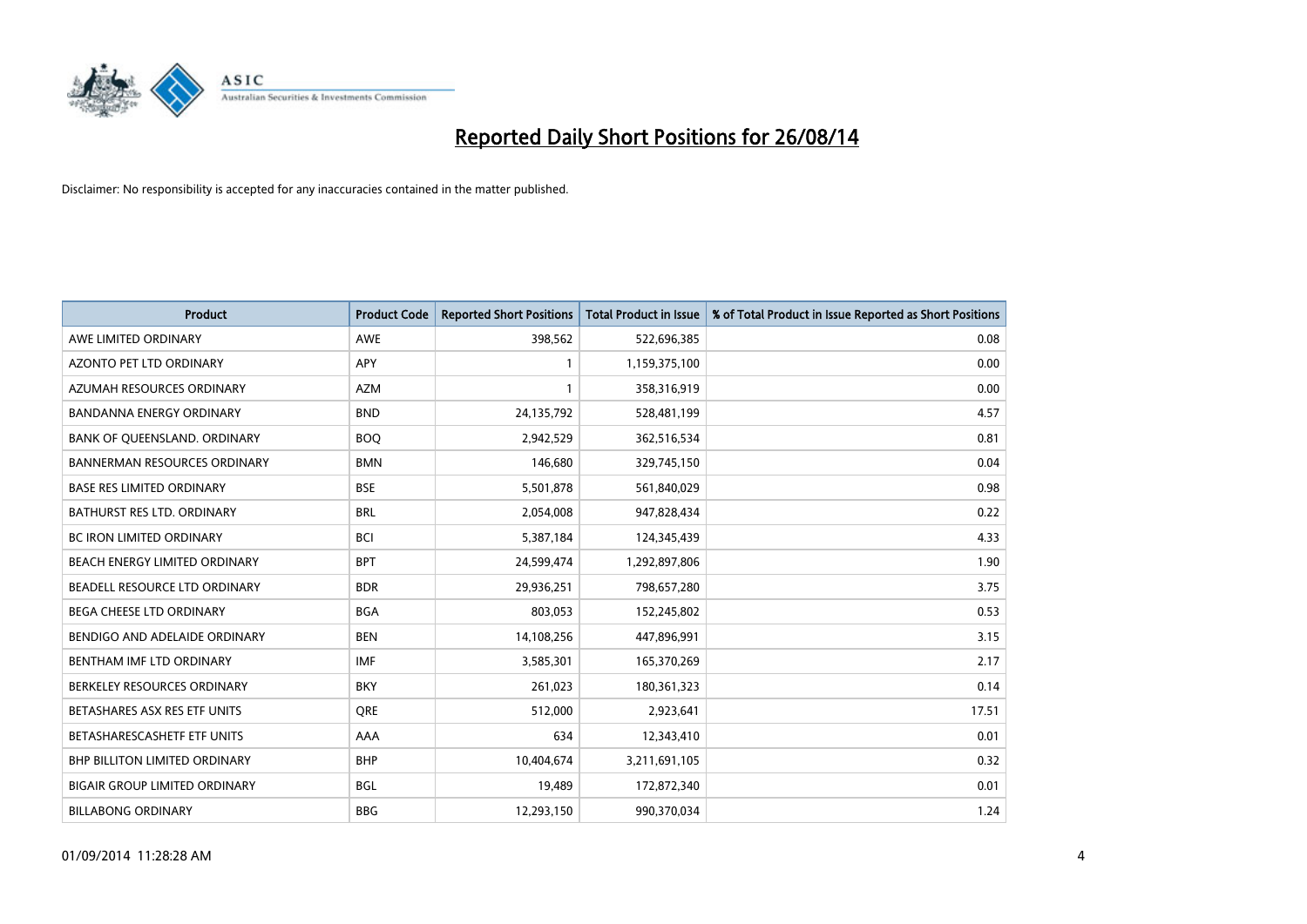# Reported Daily Short Positions for 26/08/14

Disclaimer: No responsibility is accepted for any inaccuracies contained in the matter published.

| Product | Product Code | Reported Short Positions | Total Product in Issue | % of Total Product in Issue Reported as Short Positions |
|---|---|---|---|---|
| AWE LIMITED ORDINARY | AWE | 398,562 | 522,696,385 | 0.08 |
| AZONTO PET LTD ORDINARY | APY | 1 | 1,159,375,100 | 0.00 |
| AZUMAH RESOURCES ORDINARY | AZM | 1 | 358,316,919 | 0.00 |
| BANDANNA ENERGY ORDINARY | BND | 24,135,792 | 528,481,199 | 4.57 |
| BANK OF QUEENSLAND. ORDINARY | BOQ | 2,942,529 | 362,516,534 | 0.81 |
| BANNERMAN RESOURCES ORDINARY | BMN | 146,680 | 329,745,150 | 0.04 |
| BASE RES LIMITED ORDINARY | BSE | 5,501,878 | 561,840,029 | 0.98 |
| BATHURST RES LTD. ORDINARY | BRL | 2,054,008 | 947,828,434 | 0.22 |
| BC IRON LIMITED ORDINARY | BCI | 5,387,184 | 124,345,439 | 4.33 |
| BEACH ENERGY LIMITED ORDINARY | BPT | 24,599,474 | 1,292,897,806 | 1.90 |
| BEADELL RESOURCE LTD ORDINARY | BDR | 29,936,251 | 798,657,280 | 3.75 |
| BEGA CHEESE LTD ORDINARY | BGA | 803,053 | 152,245,802 | 0.53 |
| BENDIGO AND ADELAIDE ORDINARY | BEN | 14,108,256 | 447,896,991 | 3.15 |
| BENTHAM IMF LTD ORDINARY | IMF | 3,585,301 | 165,370,269 | 2.17 |
| BERKELEY RESOURCES ORDINARY | BKY | 261,023 | 180,361,323 | 0.14 |
| BETASHARES ASX RES ETF UNITS | QRE | 512,000 | 2,923,641 | 17.51 |
| BETASHARESCASHETF ETF UNITS | AAA | 634 | 12,343,410 | 0.01 |
| BHP BILLITON LIMITED ORDINARY | BHP | 10,404,674 | 3,211,691,105 | 0.32 |
| BIGAIR GROUP LIMITED ORDINARY | BGL | 19,489 | 172,872,340 | 0.01 |
| BILLABONG ORDINARY | BBG | 12,293,150 | 990,370,034 | 1.24 |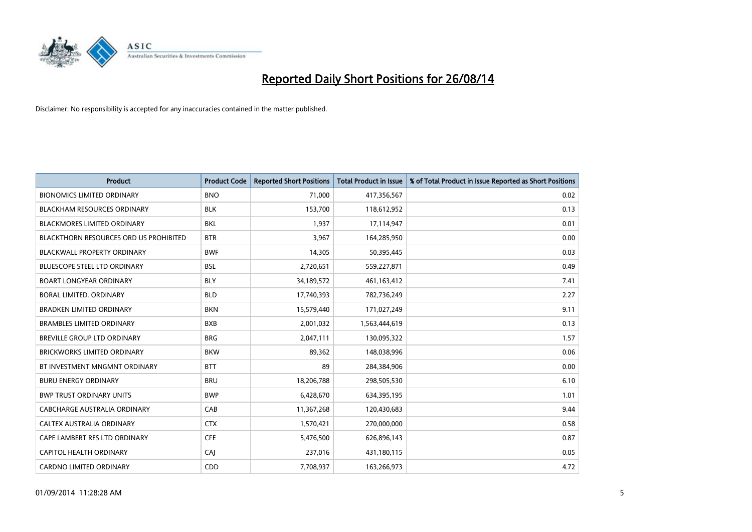# Reported Daily Short Positions for 26/08/14

Disclaimer: No responsibility is accepted for any inaccuracies contained in the matter published.

| Product | Product Code | Reported Short Positions | Total Product in Issue | % of Total Product in Issue Reported as Short Positions |
|---|---|---|---|---|
| BIONOMICS LIMITED ORDINARY | BNO | 71,000 | 417,356,567 | 0.02 |
| BLACKHAM RESOURCES ORDINARY | BLK | 153,700 | 118,612,952 | 0.13 |
| BLACKMORES LIMITED ORDINARY | BKL | 1,937 | 17,114,947 | 0.01 |
| BLACKTHORN RESOURCES ORD US PROHIBITED | BTR | 3,967 | 164,285,950 | 0.00 |
| BLACKWALL PROPERTY ORDINARY | BWF | 14,305 | 50,395,445 | 0.03 |
| BLUESCOPE STEEL LTD ORDINARY | BSL | 2,720,651 | 559,227,871 | 0.49 |
| BOART LONGYEAR ORDINARY | BLY | 34,189,572 | 461,163,412 | 7.41 |
| BORAL LIMITED. ORDINARY | BLD | 17,740,393 | 782,736,249 | 2.27 |
| BRADKEN LIMITED ORDINARY | BKN | 15,579,440 | 171,027,249 | 9.11 |
| BRAMBLES LIMITED ORDINARY | BXB | 2,001,032 | 1,563,444,619 | 0.13 |
| BREVILLE GROUP LTD ORDINARY | BRG | 2,047,111 | 130,095,322 | 1.57 |
| BRICKWORKS LIMITED ORDINARY | BKW | 89,362 | 148,038,996 | 0.06 |
| BT INVESTMENT MNGMNT ORDINARY | BTT | 89 | 284,384,906 | 0.00 |
| BURU ENERGY ORDINARY | BRU | 18,206,788 | 298,505,530 | 6.10 |
| BWP TRUST ORDINARY UNITS | BWP | 6,428,670 | 634,395,195 | 1.01 |
| CABCHARGE AUSTRALIA ORDINARY | CAB | 11,367,268 | 120,430,683 | 9.44 |
| CALTEX AUSTRALIA ORDINARY | CTX | 1,570,421 | 270,000,000 | 0.58 |
| CAPE LAMBERT RES LTD ORDINARY | CFE | 5,476,500 | 626,896,143 | 0.87 |
| CAPITOL HEALTH ORDINARY | CAJ | 237,016 | 431,180,115 | 0.05 |
| CARDNO LIMITED ORDINARY | CDD | 7,708,937 | 163,266,973 | 4.72 |

01/09/2014 11:28:28 AM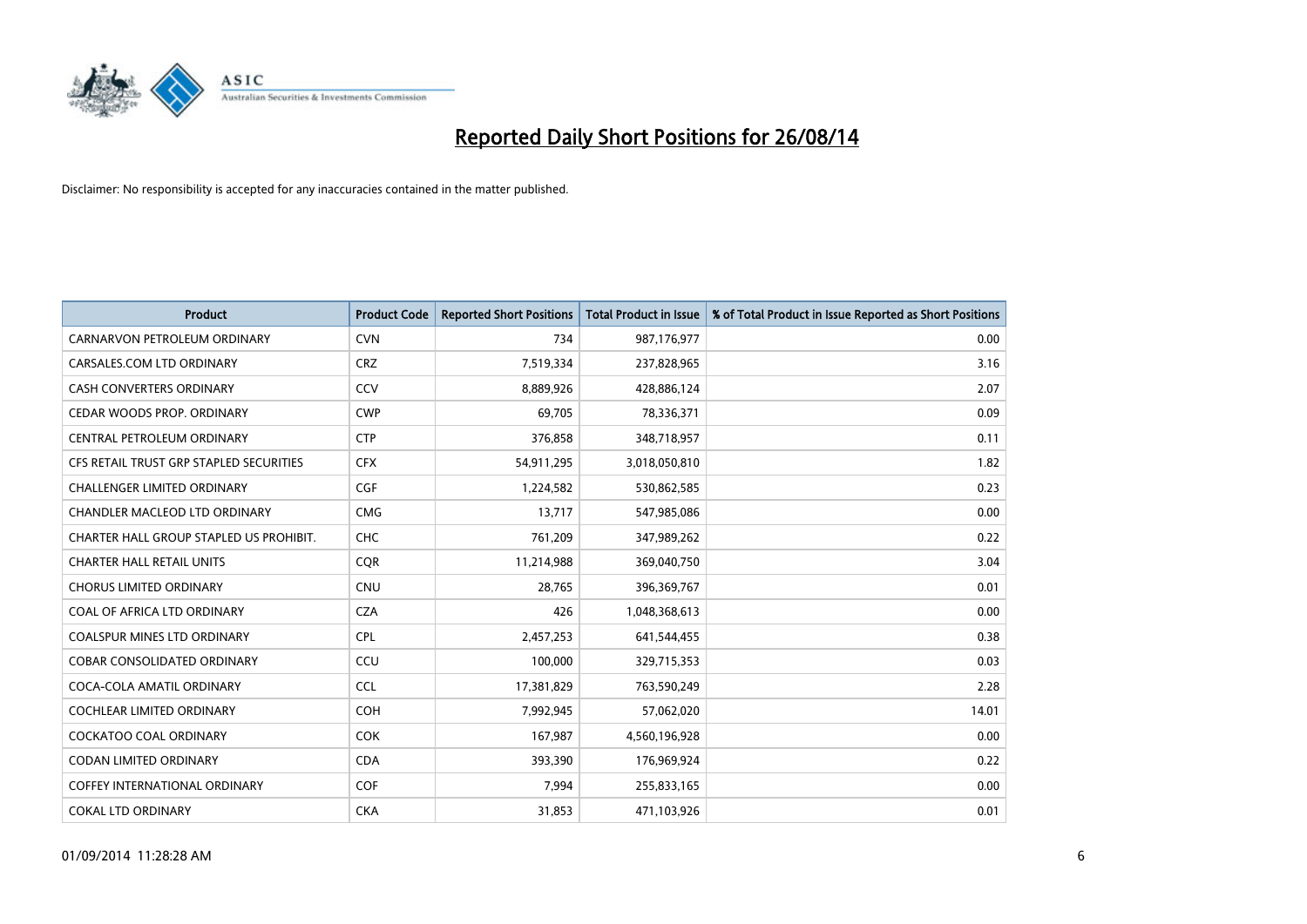# Reported Daily Short Positions for 26/08/14

Disclaimer: No responsibility is accepted for any inaccuracies contained in the matter published.

| Product | Product Code | Reported Short Positions | Total Product in Issue | % of Total Product in Issue Reported as Short Positions |
|---|---|---|---|---|
| CARNARVON PETROLEUM ORDINARY | CVN | 734 | 987,176,977 | 0.00 |
| CARSALES.COM LTD ORDINARY | CRZ | 7,519,334 | 237,828,965 | 3.16 |
| CASH CONVERTERS ORDINARY | CCV | 8,889,926 | 428,886,124 | 2.07 |
| CEDAR WOODS PROP. ORDINARY | CWP | 69,705 | 78,336,371 | 0.09 |
| CENTRAL PETROLEUM ORDINARY | CTP | 376,858 | 348,718,957 | 0.11 |
| CFS RETAIL TRUST GRP STAPLED SECURITIES | CFX | 54,911,295 | 3,018,050,810 | 1.82 |
| CHALLENGER LIMITED ORDINARY | CGF | 1,224,582 | 530,862,585 | 0.23 |
| CHANDLER MACLEOD LTD ORDINARY | CMG | 13,717 | 547,985,086 | 0.00 |
| CHARTER HALL GROUP STAPLED US PROHIBIT. | CHC | 761,209 | 347,989,262 | 0.22 |
| CHARTER HALL RETAIL UNITS | CQR | 11,214,988 | 369,040,750 | 3.04 |
| CHORUS LIMITED ORDINARY | CNU | 28,765 | 396,369,767 | 0.01 |
| COAL OF AFRICA LTD ORDINARY | CZA | 426 | 1,048,368,613 | 0.00 |
| COALSPUR MINES LTD ORDINARY | CPL | 2,457,253 | 641,544,455 | 0.38 |
| COBAR CONSOLIDATED ORDINARY | CCU | 100,000 | 329,715,353 | 0.03 |
| COCA-COLA AMATIL ORDINARY | CCL | 17,381,829 | 763,590,249 | 2.28 |
| COCHLEAR LIMITED ORDINARY | COH | 7,992,945 | 57,062,020 | 14.01 |
| COCKATOO COAL ORDINARY | COK | 167,987 | 4,560,196,928 | 0.00 |
| CODAN LIMITED ORDINARY | CDA | 393,390 | 176,969,924 | 0.22 |
| COFFEY INTERNATIONAL ORDINARY | COF | 7,994 | 255,833,165 | 0.00 |
| COKAL LTD ORDINARY | CKA | 31,853 | 471,103,926 | 0.01 |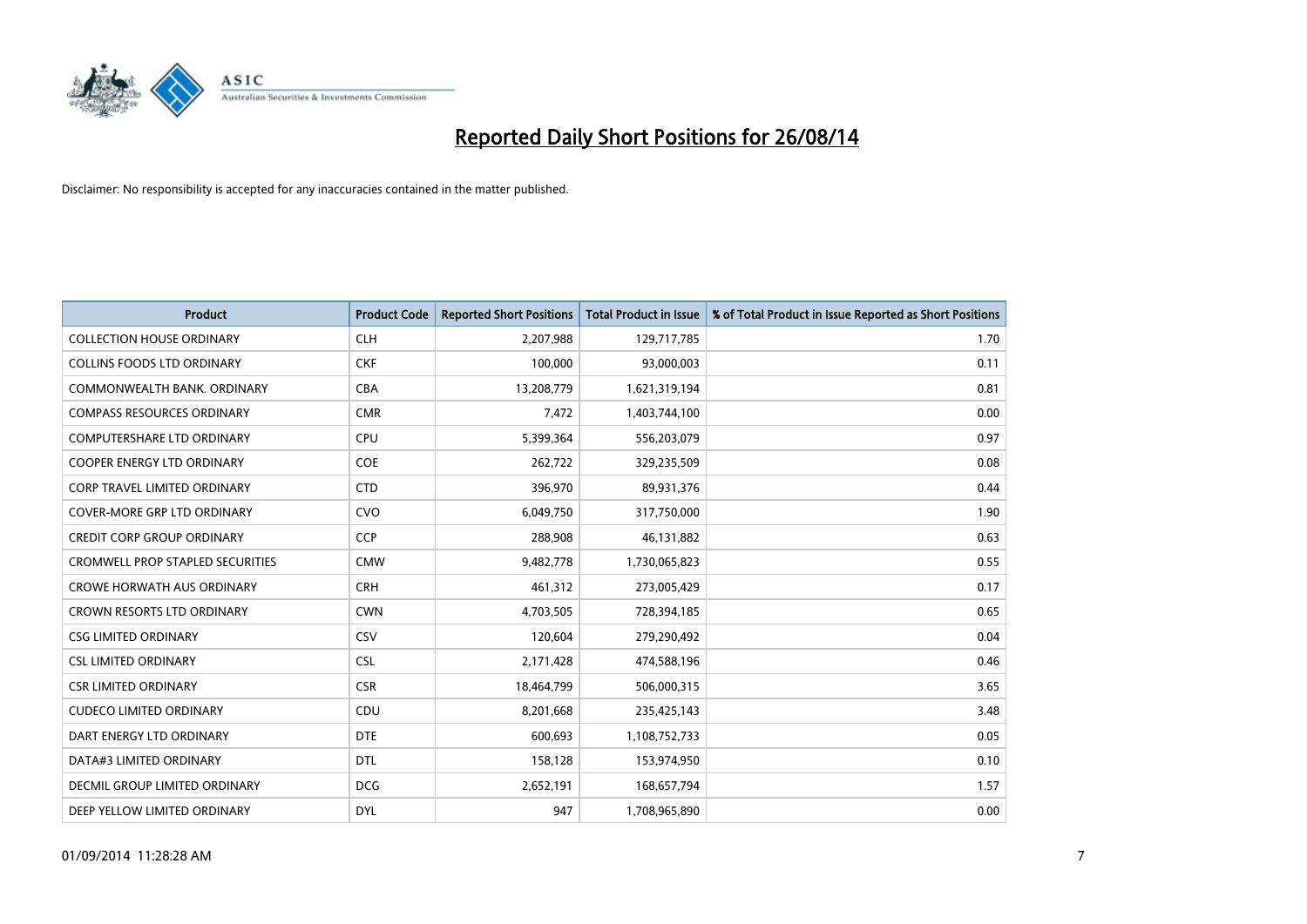# Reported Daily Short Positions for 26/08/14

Disclaimer: No responsibility is accepted for any inaccuracies contained in the matter published.

| Product | Product Code | Reported Short Positions | Total Product in Issue | % of Total Product in Issue Reported as Short Positions |
|---|---|---|---|---|
| COLLECTION HOUSE ORDINARY | CLH | 2,207,988 | 129,717,785 | 1.70 |
| COLLINS FOODS LTD ORDINARY | CKF | 100,000 | 93,000,003 | 0.11 |
| COMMONWEALTH BANK. ORDINARY | CBA | 13,208,779 | 1,621,319,194 | 0.81 |
| COMPASS RESOURCES ORDINARY | CMR | 7,472 | 1,403,744,100 | 0.00 |
| COMPUTERSHARE LTD ORDINARY | CPU | 5,399,364 | 556,203,079 | 0.97 |
| COOPER ENERGY LTD ORDINARY | COE | 262,722 | 329,235,509 | 0.08 |
| CORP TRAVEL LIMITED ORDINARY | CTD | 396,970 | 89,931,376 | 0.44 |
| COVER-MORE GRP LTD ORDINARY | CVO | 6,049,750 | 317,750,000 | 1.90 |
| CREDIT CORP GROUP ORDINARY | CCP | 288,908 | 46,131,882 | 0.63 |
| CROMWELL PROP STAPLED SECURITIES | CMW | 9,482,778 | 1,730,065,823 | 0.55 |
| CROWE HORWATH AUS ORDINARY | CRH | 461,312 | 273,005,429 | 0.17 |
| CROWN RESORTS LTD ORDINARY | CWN | 4,703,505 | 728,394,185 | 0.65 |
| CSG LIMITED ORDINARY | CSV | 120,604 | 279,290,492 | 0.04 |
| CSL LIMITED ORDINARY | CSL | 2,171,428 | 474,588,196 | 0.46 |
| CSR LIMITED ORDINARY | CSR | 18,464,799 | 506,000,315 | 3.65 |
| CUDECO LIMITED ORDINARY | CDU | 8,201,668 | 235,425,143 | 3.48 |
| DART ENERGY LTD ORDINARY | DTE | 600,693 | 1,108,752,733 | 0.05 |
| DATA#3 LIMITED ORDINARY | DTL | 158,128 | 153,974,950 | 0.10 |
| DECMIL GROUP LIMITED ORDINARY | DCG | 2,652,191 | 168,657,794 | 1.57 |
| DEEP YELLOW LIMITED ORDINARY | DYL | 947 | 1,708,965,890 | 0.00 |

01/09/2014 11:28:28 AM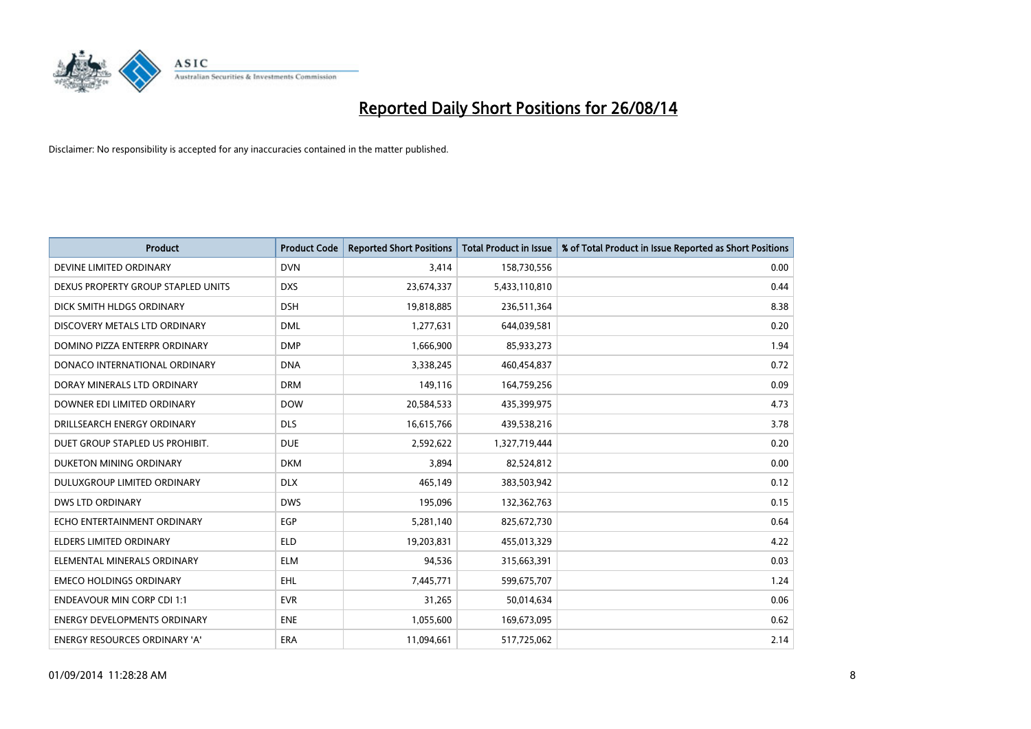# Reported Daily Short Positions for 26/08/14

Disclaimer: No responsibility is accepted for any inaccuracies contained in the matter published.

| Product | Product Code | Reported Short Positions | Total Product in Issue | % of Total Product in Issue Reported as Short Positions |
|---|---|---|---|---|
| DEVINE LIMITED ORDINARY | DVN | 3,414 | 158,730,556 | 0.00 |
| DEXUS PROPERTY GROUP STAPLED UNITS | DXS | 23,674,337 | 5,433,110,810 | 0.44 |
| DICK SMITH HLDGS ORDINARY | DSH | 19,818,885 | 236,511,364 | 8.38 |
| DISCOVERY METALS LTD ORDINARY | DML | 1,277,631 | 644,039,581 | 0.20 |
| DOMINO PIZZA ENTERPR ORDINARY | DMP | 1,666,900 | 85,933,273 | 1.94 |
| DONACO INTERNATIONAL ORDINARY | DNA | 3,338,245 | 460,454,837 | 0.72 |
| DORAY MINERALS LTD ORDINARY | DRM | 149,116 | 164,759,256 | 0.09 |
| DOWNER EDI LIMITED ORDINARY | DOW | 20,584,533 | 435,399,975 | 4.73 |
| DRILLSEARCH ENERGY ORDINARY | DLS | 16,615,766 | 439,538,216 | 3.78 |
| DUET GROUP STAPLED US PROHIBIT. | DUE | 2,592,622 | 1,327,719,444 | 0.20 |
| DUKETON MINING ORDINARY | DKM | 3,894 | 82,524,812 | 0.00 |
| DULUXGROUP LIMITED ORDINARY | DLX | 465,149 | 383,503,942 | 0.12 |
| DWS LTD ORDINARY | DWS | 195,096 | 132,362,763 | 0.15 |
| ECHO ENTERTAINMENT ORDINARY | EGP | 5,281,140 | 825,672,730 | 0.64 |
| ELDERS LIMITED ORDINARY | ELD | 19,203,831 | 455,013,329 | 4.22 |
| ELEMENTAL MINERALS ORDINARY | ELM | 94,536 | 315,663,391 | 0.03 |
| EMECO HOLDINGS ORDINARY | EHL | 7,445,771 | 599,675,707 | 1.24 |
| ENDEAVOUR MIN CORP CDI 1:1 | EVR | 31,265 | 50,014,634 | 0.06 |
| ENERGY DEVELOPMENTS ORDINARY | ENE | 1,055,600 | 169,673,095 | 0.62 |
| ENERGY RESOURCES ORDINARY 'A' | ERA | 11,094,661 | 517,725,062 | 2.14 |

01/09/2014 11:28:28 AM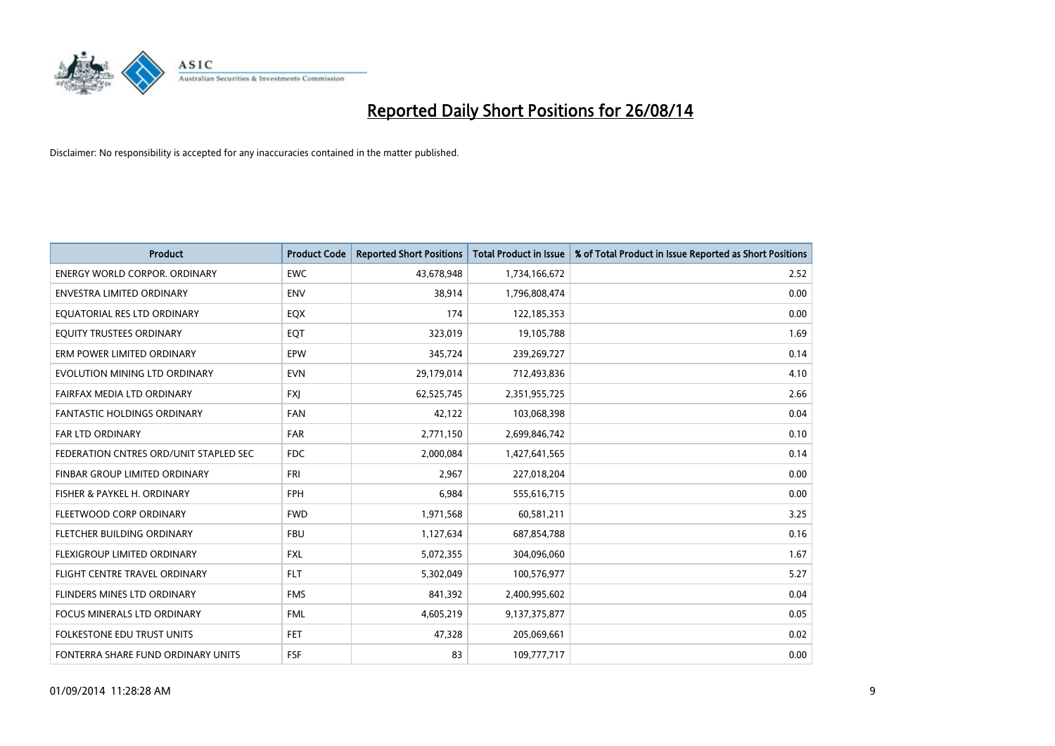# Reported Daily Short Positions for 26/08/14

Disclaimer: No responsibility is accepted for any inaccuracies contained in the matter published.

| Product | Product Code | Reported Short Positions | Total Product in Issue | % of Total Product in Issue Reported as Short Positions |
|---|---|---|---|---|
| ENERGY WORLD CORPOR. ORDINARY | EWC | 43,678,948 | 1,734,166,672 | 2.52 |
| ENVESTRA LIMITED ORDINARY | ENV | 38,914 | 1,796,808,474 | 0.00 |
| EQUATORIAL RES LTD ORDINARY | EQX | 174 | 122,185,353 | 0.00 |
| EQUITY TRUSTEES ORDINARY | EQT | 323,019 | 19,105,788 | 1.69 |
| ERM POWER LIMITED ORDINARY | EPW | 345,724 | 239,269,727 | 0.14 |
| EVOLUTION MINING LTD ORDINARY | EVN | 29,179,014 | 712,493,836 | 4.10 |
| FAIRFAX MEDIA LTD ORDINARY | FXJ | 62,525,745 | 2,351,955,725 | 2.66 |
| FANTASTIC HOLDINGS ORDINARY | FAN | 42,122 | 103,068,398 | 0.04 |
| FAR LTD ORDINARY | FAR | 2,771,150 | 2,699,846,742 | 0.10 |
| FEDERATION CNTRES ORD/UNIT STAPLED SEC | FDC | 2,000,084 | 1,427,641,565 | 0.14 |
| FINBAR GROUP LIMITED ORDINARY | FRI | 2,967 | 227,018,204 | 0.00 |
| FISHER & PAYKEL H. ORDINARY | FPH | 6,984 | 555,616,715 | 0.00 |
| FLEETWOOD CORP ORDINARY | FWD | 1,971,568 | 60,581,211 | 3.25 |
| FLETCHER BUILDING ORDINARY | FBU | 1,127,634 | 687,854,788 | 0.16 |
| FLEXIGROUP LIMITED ORDINARY | FXL | 5,072,355 | 304,096,060 | 1.67 |
| FLIGHT CENTRE TRAVEL ORDINARY | FLT | 5,302,049 | 100,576,977 | 5.27 |
| FLINDERS MINES LTD ORDINARY | FMS | 841,392 | 2,400,995,602 | 0.04 |
| FOCUS MINERALS LTD ORDINARY | FML | 4,605,219 | 9,137,375,877 | 0.05 |
| FOLKESTONE EDU TRUST UNITS | FET | 47,328 | 205,069,661 | 0.02 |
| FONTERRA SHARE FUND ORDINARY UNITS | FSF | 83 | 109,777,717 | 0.00 |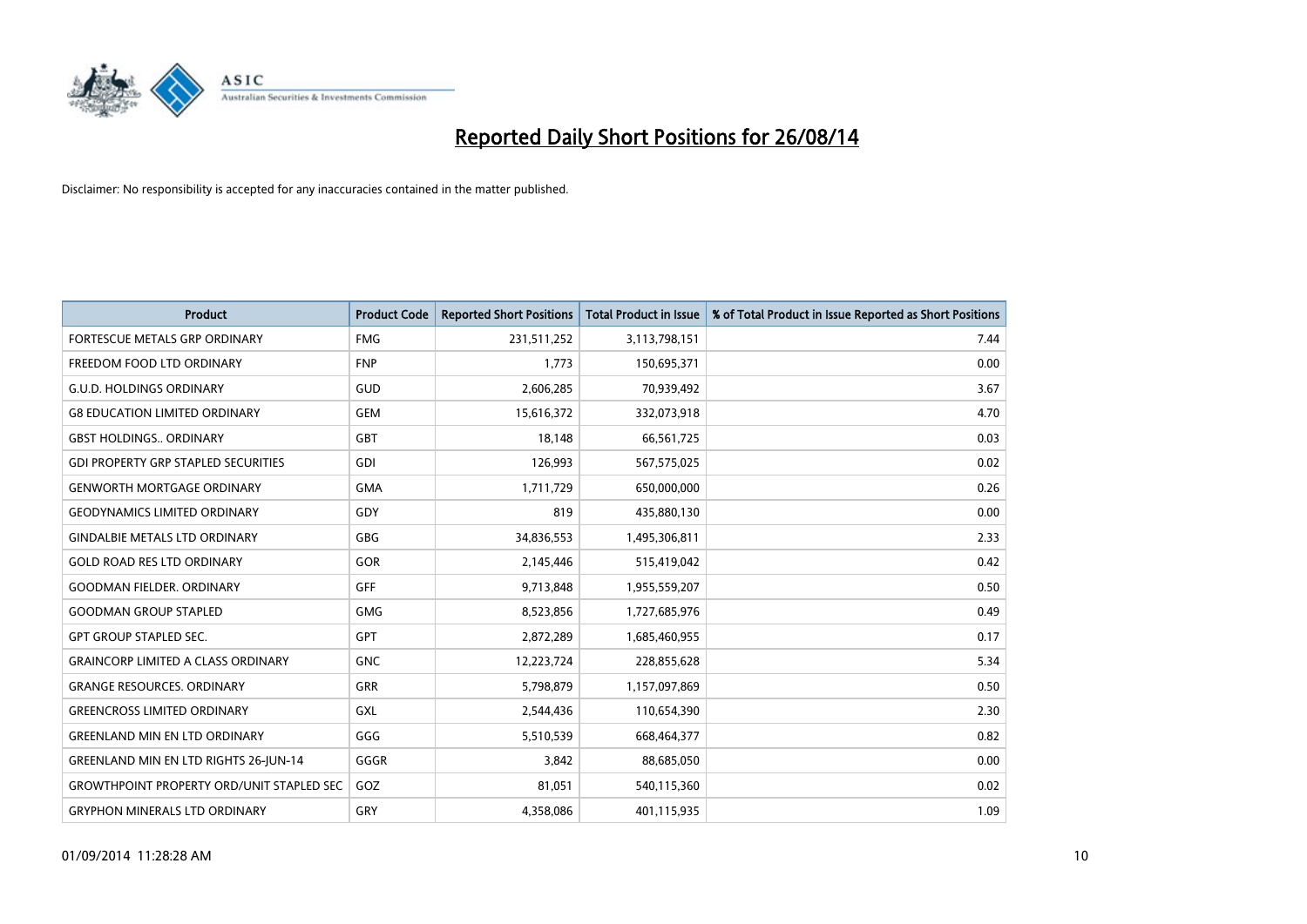# Reported Daily Short Positions for 26/08/14

Disclaimer: No responsibility is accepted for any inaccuracies contained in the matter published.

| Product | Product Code | Reported Short Positions | Total Product in Issue | % of Total Product in Issue Reported as Short Positions |
|---|---|---|---|---|
| FORTESCUE METALS GRP ORDINARY | FMG | 231,511,252 | 3,113,798,151 | 7.44 |
| FREEDOM FOOD LTD ORDINARY | FNP | 1,773 | 150,695,371 | 0.00 |
| G.U.D. HOLDINGS ORDINARY | GUD | 2,606,285 | 70,939,492 | 3.67 |
| G8 EDUCATION LIMITED ORDINARY | GEM | 15,616,372 | 332,073,918 | 4.70 |
| GBST HOLDINGS.. ORDINARY | GBT | 18,148 | 66,561,725 | 0.03 |
| GDI PROPERTY GRP STAPLED SECURITIES | GDI | 126,993 | 567,575,025 | 0.02 |
| GENWORTH MORTGAGE ORDINARY | GMA | 1,711,729 | 650,000,000 | 0.26 |
| GEODYNAMICS LIMITED ORDINARY | GDY | 819 | 435,880,130 | 0.00 |
| GINDALBIE METALS LTD ORDINARY | GBG | 34,836,553 | 1,495,306,811 | 2.33 |
| GOLD ROAD RES LTD ORDINARY | GOR | 2,145,446 | 515,419,042 | 0.42 |
| GOODMAN FIELDER. ORDINARY | GFF | 9,713,848 | 1,955,559,207 | 0.50 |
| GOODMAN GROUP STAPLED | GMG | 8,523,856 | 1,727,685,976 | 0.49 |
| GPT GROUP STAPLED SEC. | GPT | 2,872,289 | 1,685,460,955 | 0.17 |
| GRAINCORP LIMITED A CLASS ORDINARY | GNC | 12,223,724 | 228,855,628 | 5.34 |
| GRANGE RESOURCES. ORDINARY | GRR | 5,798,879 | 1,157,097,869 | 0.50 |
| GREENCROSS LIMITED ORDINARY | GXL | 2,544,436 | 110,654,390 | 2.30 |
| GREENLAND MIN EN LTD ORDINARY | GGG | 5,510,539 | 668,464,377 | 0.82 |
| GREENLAND MIN EN LTD RIGHTS 26-JUN-14 | GGGR | 3,842 | 88,685,050 | 0.00 |
| GROWTHPOINT PROPERTY ORD/UNIT STAPLED SEC | GOZ | 81,051 | 540,115,360 | 0.02 |
| GRYPHON MINERALS LTD ORDINARY | GRY | 4,358,086 | 401,115,935 | 1.09 |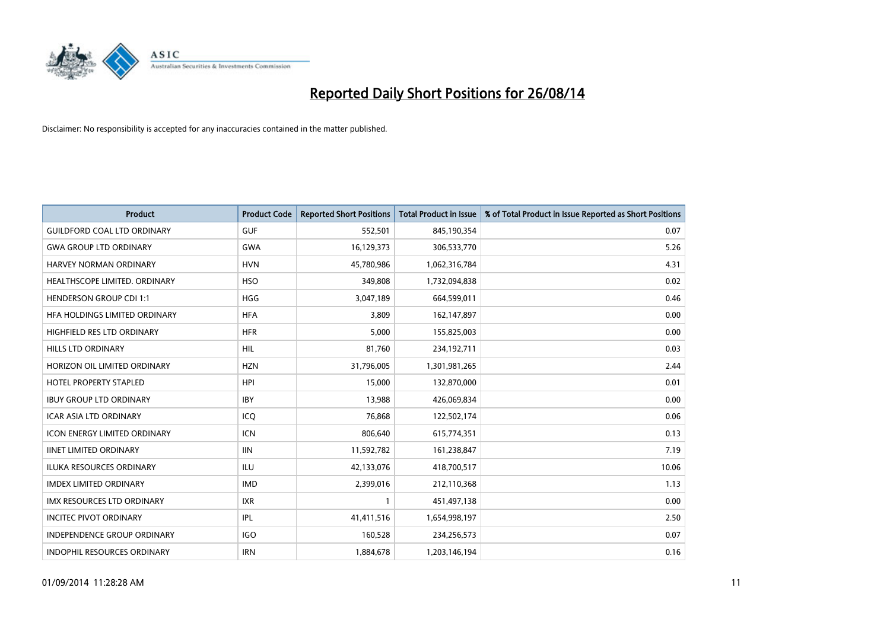# Reported Daily Short Positions for 26/08/14

Disclaimer: No responsibility is accepted for any inaccuracies contained in the matter published.

| Product | Product Code | Reported Short Positions | Total Product in Issue | % of Total Product in Issue Reported as Short Positions |
|---|---|---|---|---|
| GUILDFORD COAL LTD ORDINARY | GUF | 552,501 | 845,190,354 | 0.07 |
| GWA GROUP LTD ORDINARY | GWA | 16,129,373 | 306,533,770 | 5.26 |
| HARVEY NORMAN ORDINARY | HVN | 45,780,986 | 1,062,316,784 | 4.31 |
| HEALTHSCOPE LIMITED. ORDINARY | HSO | 349,808 | 1,732,094,838 | 0.02 |
| HENDERSON GROUP CDI 1:1 | HGG | 3,047,189 | 664,599,011 | 0.46 |
| HFA HOLDINGS LIMITED ORDINARY | HFA | 3,809 | 162,147,897 | 0.00 |
| HIGHFIELD RES LTD ORDINARY | HFR | 5,000 | 155,825,003 | 0.00 |
| HILLS LTD ORDINARY | HIL | 81,760 | 234,192,711 | 0.03 |
| HORIZON OIL LIMITED ORDINARY | HZN | 31,796,005 | 1,301,981,265 | 2.44 |
| HOTEL PROPERTY STAPLED | HPI | 15,000 | 132,870,000 | 0.01 |
| IBUY GROUP LTD ORDINARY | IBY | 13,988 | 426,069,834 | 0.00 |
| ICAR ASIA LTD ORDINARY | ICQ | 76,868 | 122,502,174 | 0.06 |
| ICON ENERGY LIMITED ORDINARY | ICN | 806,640 | 615,774,351 | 0.13 |
| IINET LIMITED ORDINARY | IIN | 11,592,782 | 161,238,847 | 7.19 |
| ILUKA RESOURCES ORDINARY | ILU | 42,133,076 | 418,700,517 | 10.06 |
| IMDEX LIMITED ORDINARY | IMD | 2,399,016 | 212,110,368 | 1.13 |
| IMX RESOURCES LTD ORDINARY | IXR | 1 | 451,497,138 | 0.00 |
| INCITEC PIVOT ORDINARY | IPL | 41,411,516 | 1,654,998,197 | 2.50 |
| INDEPENDENCE GROUP ORDINARY | IGO | 160,528 | 234,256,573 | 0.07 |
| INDOPHIL RESOURCES ORDINARY | IRN | 1,884,678 | 1,203,146,194 | 0.16 |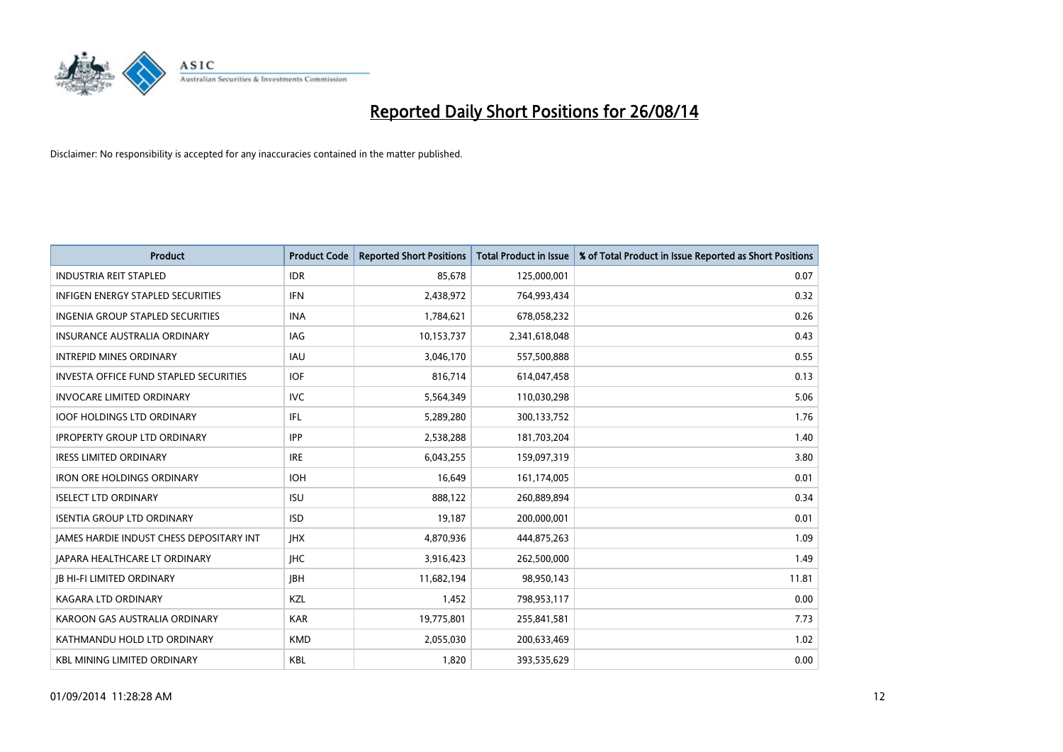# Reported Daily Short Positions for 26/08/14

Disclaimer: No responsibility is accepted for any inaccuracies contained in the matter published.

| Product | Product Code | Reported Short Positions | Total Product in Issue | % of Total Product in Issue Reported as Short Positions |
|---|---|---|---|---|
| INDUSTRIA REIT STAPLED | IDR | 85,678 | 125,000,001 | 0.07 |
| INFIGEN ENERGY STAPLED SECURITIES | IFN | 2,438,972 | 764,993,434 | 0.32 |
| INGENIA GROUP STAPLED SECURITIES | INA | 1,784,621 | 678,058,232 | 0.26 |
| INSURANCE AUSTRALIA ORDINARY | IAG | 10,153,737 | 2,341,618,048 | 0.43 |
| INTREPID MINES ORDINARY | IAU | 3,046,170 | 557,500,888 | 0.55 |
| INVESTA OFFICE FUND STAPLED SECURITIES | IOF | 816,714 | 614,047,458 | 0.13 |
| INVOCARE LIMITED ORDINARY | IVC | 5,564,349 | 110,030,298 | 5.06 |
| IOOF HOLDINGS LTD ORDINARY | IFL | 5,289,280 | 300,133,752 | 1.76 |
| IPROPERTY GROUP LTD ORDINARY | IPP | 2,538,288 | 181,703,204 | 1.40 |
| IRESS LIMITED ORDINARY | IRE | 6,043,255 | 159,097,319 | 3.80 |
| IRON ORE HOLDINGS ORDINARY | IOH | 16,649 | 161,174,005 | 0.01 |
| ISELECT LTD ORDINARY | ISU | 888,122 | 260,889,894 | 0.34 |
| ISENTIA GROUP LTD ORDINARY | ISD | 19,187 | 200,000,001 | 0.01 |
| JAMES HARDIE INDUST CHESS DEPOSITARY INT | JHX | 4,870,936 | 444,875,263 | 1.09 |
| JAPARA HEALTHCARE LT ORDINARY | JHC | 3,916,423 | 262,500,000 | 1.49 |
| JB HI-FI LIMITED ORDINARY | JBH | 11,682,194 | 98,950,143 | 11.81 |
| KAGARA LTD ORDINARY | KZL | 1,452 | 798,953,117 | 0.00 |
| KAROON GAS AUSTRALIA ORDINARY | KAR | 19,775,801 | 255,841,581 | 7.73 |
| KATHMANDU HOLD LTD ORDINARY | KMD | 2,055,030 | 200,633,469 | 1.02 |
| KBL MINING LIMITED ORDINARY | KBL | 1,820 | 393,535,629 | 0.00 |

01/09/2014 11:28:28 AM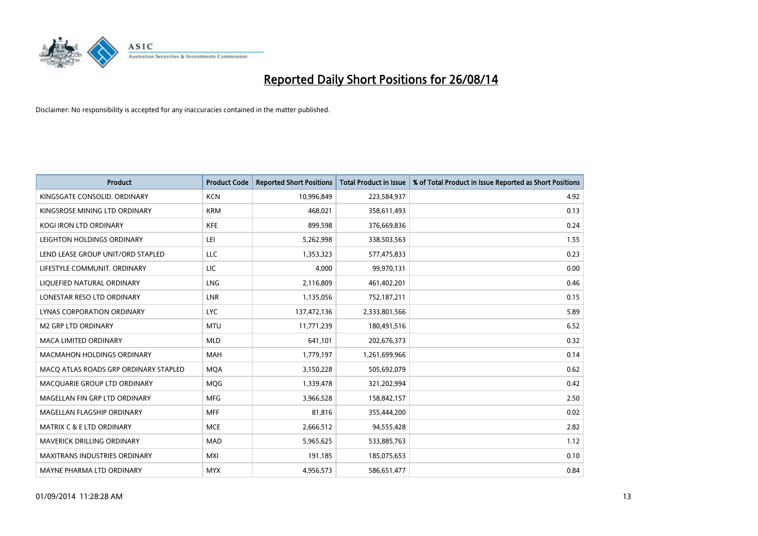# Reported Daily Short Positions for 26/08/14

Disclaimer: No responsibility is accepted for any inaccuracies contained in the matter published.

| Product | Product Code | Reported Short Positions | Total Product in Issue | % of Total Product in Issue Reported as Short Positions |
|---|---|---|---|---|
| KINGSGATE CONSOLID. ORDINARY | KCN | 10,996,849 | 223,584,937 | 4.92 |
| KINGSROSE MINING LTD ORDINARY | KRM | 468,021 | 358,611,493 | 0.13 |
| KOGI IRON LTD ORDINARY | KFE | 899,598 | 376,669,836 | 0.24 |
| LEIGHTON HOLDINGS ORDINARY | LEI | 5,262,998 | 338,503,563 | 1.55 |
| LEND LEASE GROUP UNIT/ORD STAPLED | LLC | 1,353,323 | 577,475,833 | 0.23 |
| LIFESTYLE COMMUNIT. ORDINARY | LIC | 4,000 | 99,970,131 | 0.00 |
| LIQUEFIED NATURAL ORDINARY | LNG | 2,116,809 | 461,402,201 | 0.46 |
| LONESTAR RESO LTD ORDINARY | LNR | 1,135,056 | 752,187,211 | 0.15 |
| LYNAS CORPORATION ORDINARY | LYC | 137,472,136 | 2,333,801,566 | 5.89 |
| M2 GRP LTD ORDINARY | MTU | 11,771,239 | 180,491,516 | 6.52 |
| MACA LIMITED ORDINARY | MLD | 641,101 | 202,676,373 | 0.32 |
| MACMAHON HOLDINGS ORDINARY | MAH | 1,779,197 | 1,261,699,966 | 0.14 |
| MACQ ATLAS ROADS GRP ORDINARY STAPLED | MQA | 3,150,228 | 505,692,079 | 0.62 |
| MACQUARIE GROUP LTD ORDINARY | MQG | 1,339,478 | 321,202,994 | 0.42 |
| MAGELLAN FIN GRP LTD ORDINARY | MFG | 3,966,528 | 158,842,157 | 2.50 |
| MAGELLAN FLAGSHIP ORDINARY | MFF | 81,816 | 355,444,200 | 0.02 |
| MATRIX C & E LTD ORDINARY | MCE | 2,666,512 | 94,555,428 | 2.82 |
| MAVERICK DRILLING ORDINARY | MAD | 5,965,625 | 533,885,763 | 1.12 |
| MAXITRANS INDUSTRIES ORDINARY | MXI | 191,185 | 185,075,653 | 0.10 |
| MAYNE PHARMA LTD ORDINARY | MYX | 4,956,573 | 586,651,477 | 0.84 |

01/09/2014 11:28:28 AM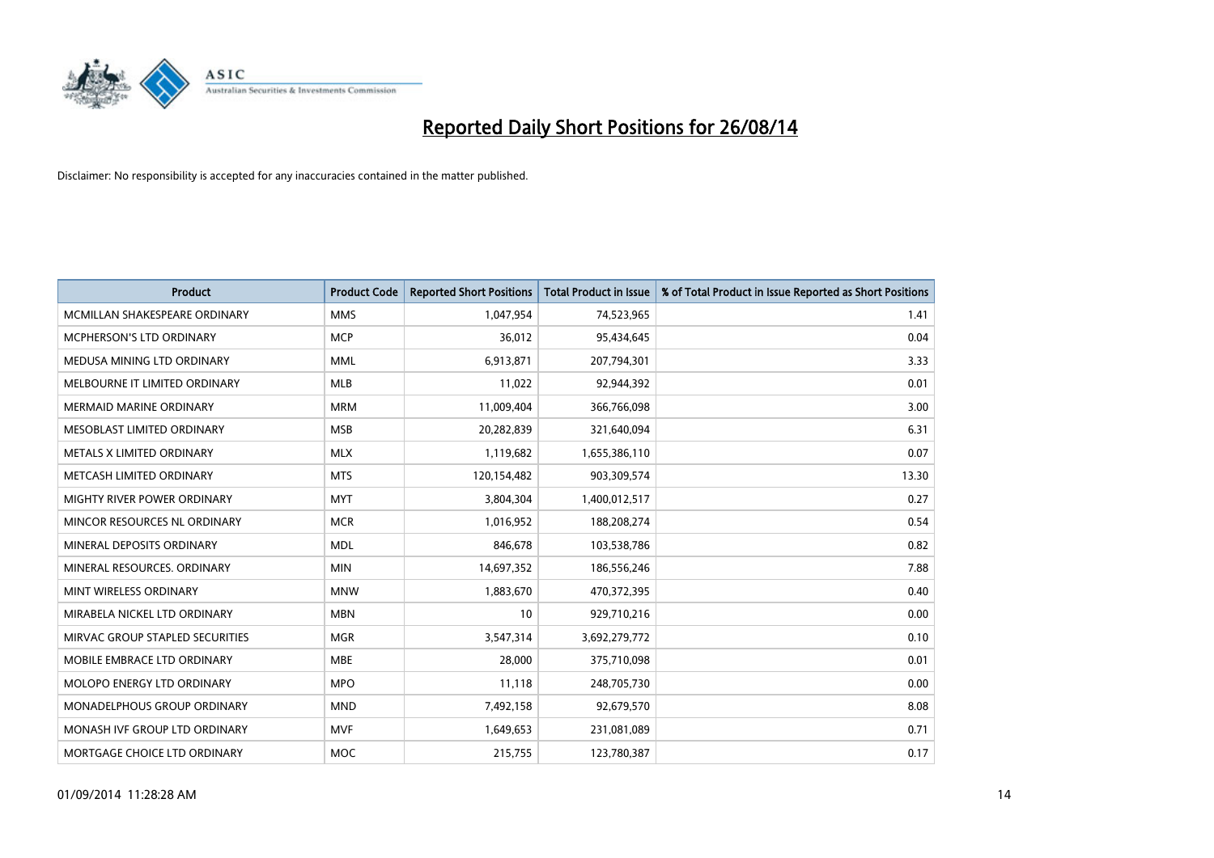# Reported Daily Short Positions for 26/08/14

Disclaimer: No responsibility is accepted for any inaccuracies contained in the matter published.

| Product | Product Code | Reported Short Positions | Total Product in Issue | % of Total Product in Issue Reported as Short Positions |
|---|---|---|---|---|
| MCMILLAN SHAKESPEARE ORDINARY | MMS | 1,047,954 | 74,523,965 | 1.41 |
| MCPHERSON'S LTD ORDINARY | MCP | 36,012 | 95,434,645 | 0.04 |
| MEDUSA MINING LTD ORDINARY | MML | 6,913,871 | 207,794,301 | 3.33 |
| MELBOURNE IT LIMITED ORDINARY | MLB | 11,022 | 92,944,392 | 0.01 |
| MERMAID MARINE ORDINARY | MRM | 11,009,404 | 366,766,098 | 3.00 |
| MESOBLAST LIMITED ORDINARY | MSB | 20,282,839 | 321,640,094 | 6.31 |
| METALS X LIMITED ORDINARY | MLX | 1,119,682 | 1,655,386,110 | 0.07 |
| METCASH LIMITED ORDINARY | MTS | 120,154,482 | 903,309,574 | 13.30 |
| MIGHTY RIVER POWER ORDINARY | MYT | 3,804,304 | 1,400,012,517 | 0.27 |
| MINCOR RESOURCES NL ORDINARY | MCR | 1,016,952 | 188,208,274 | 0.54 |
| MINERAL DEPOSITS ORDINARY | MDL | 846,678 | 103,538,786 | 0.82 |
| MINERAL RESOURCES. ORDINARY | MIN | 14,697,352 | 186,556,246 | 7.88 |
| MINT WIRELESS ORDINARY | MNW | 1,883,670 | 470,372,395 | 0.40 |
| MIRABELA NICKEL LTD ORDINARY | MBN | 10 | 929,710,216 | 0.00 |
| MIRVAC GROUP STAPLED SECURITIES | MGR | 3,547,314 | 3,692,279,772 | 0.10 |
| MOBILE EMBRACE LTD ORDINARY | MBE | 28,000 | 375,710,098 | 0.01 |
| MOLOPO ENERGY LTD ORDINARY | MPO | 11,118 | 248,705,730 | 0.00 |
| MONADELPHOUS GROUP ORDINARY | MND | 7,492,158 | 92,679,570 | 8.08 |
| MONASH IVF GROUP LTD ORDINARY | MVF | 1,649,653 | 231,081,089 | 0.71 |
| MORTGAGE CHOICE LTD ORDINARY | MOC | 215,755 | 123,780,387 | 0.17 |

01/09/2014 11:28:28 AM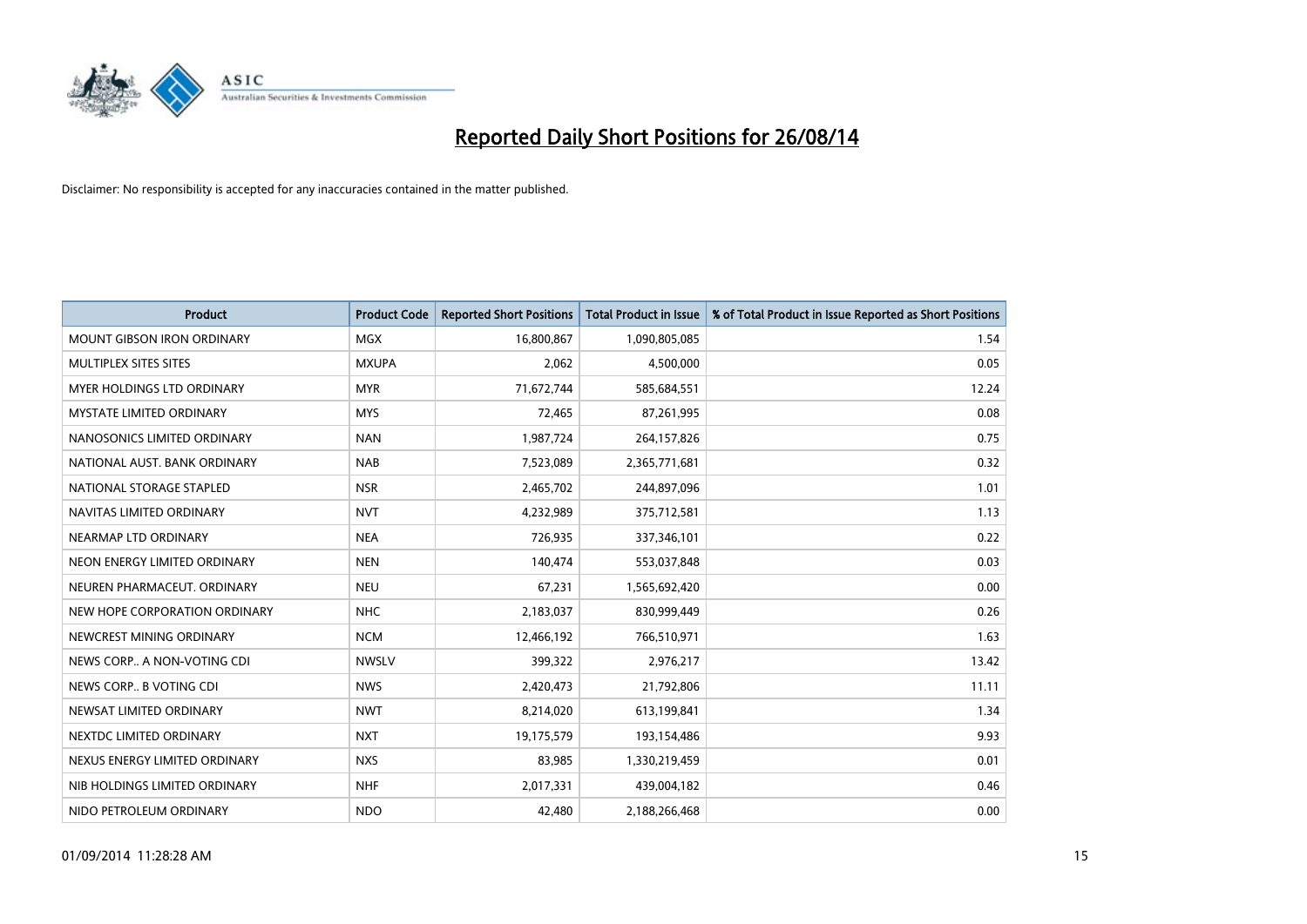# Reported Daily Short Positions for 26/08/14

Disclaimer: No responsibility is accepted for any inaccuracies contained in the matter published.

| Product | Product Code | Reported Short Positions | Total Product in Issue | % of Total Product in Issue Reported as Short Positions |
|---|---|---|---|---|
| MOUNT GIBSON IRON ORDINARY | MGX | 16,800,867 | 1,090,805,085 | 1.54 |
| MULTIPLEX SITES SITES | MXUPA | 2,062 | 4,500,000 | 0.05 |
| MYER HOLDINGS LTD ORDINARY | MYR | 71,672,744 | 585,684,551 | 12.24 |
| MYSTATE LIMITED ORDINARY | MYS | 72,465 | 87,261,995 | 0.08 |
| NANOSONICS LIMITED ORDINARY | NAN | 1,987,724 | 264,157,826 | 0.75 |
| NATIONAL AUST. BANK ORDINARY | NAB | 7,523,089 | 2,365,771,681 | 0.32 |
| NATIONAL STORAGE STAPLED | NSR | 2,465,702 | 244,897,096 | 1.01 |
| NAVITAS LIMITED ORDINARY | NVT | 4,232,989 | 375,712,581 | 1.13 |
| NEARMAP LTD ORDINARY | NEA | 726,935 | 337,346,101 | 0.22 |
| NEON ENERGY LIMITED ORDINARY | NEN | 140,474 | 553,037,848 | 0.03 |
| NEUREN PHARMACEUT. ORDINARY | NEU | 67,231 | 1,565,692,420 | 0.00 |
| NEW HOPE CORPORATION ORDINARY | NHC | 2,183,037 | 830,999,449 | 0.26 |
| NEWCREST MINING ORDINARY | NCM | 12,466,192 | 766,510,971 | 1.63 |
| NEWS CORP.. A NON-VOTING CDI | NWSLV | 399,322 | 2,976,217 | 13.42 |
| NEWS CORP.. B VOTING CDI | NWS | 2,420,473 | 21,792,806 | 11.11 |
| NEWSAT LIMITED ORDINARY | NWT | 8,214,020 | 613,199,841 | 1.34 |
| NEXTDC LIMITED ORDINARY | NXT | 19,175,579 | 193,154,486 | 9.93 |
| NEXUS ENERGY LIMITED ORDINARY | NXS | 83,985 | 1,330,219,459 | 0.01 |
| NIB HOLDINGS LIMITED ORDINARY | NHF | 2,017,331 | 439,004,182 | 0.46 |
| NIDO PETROLEUM ORDINARY | NDO | 42,480 | 2,188,266,468 | 0.00 |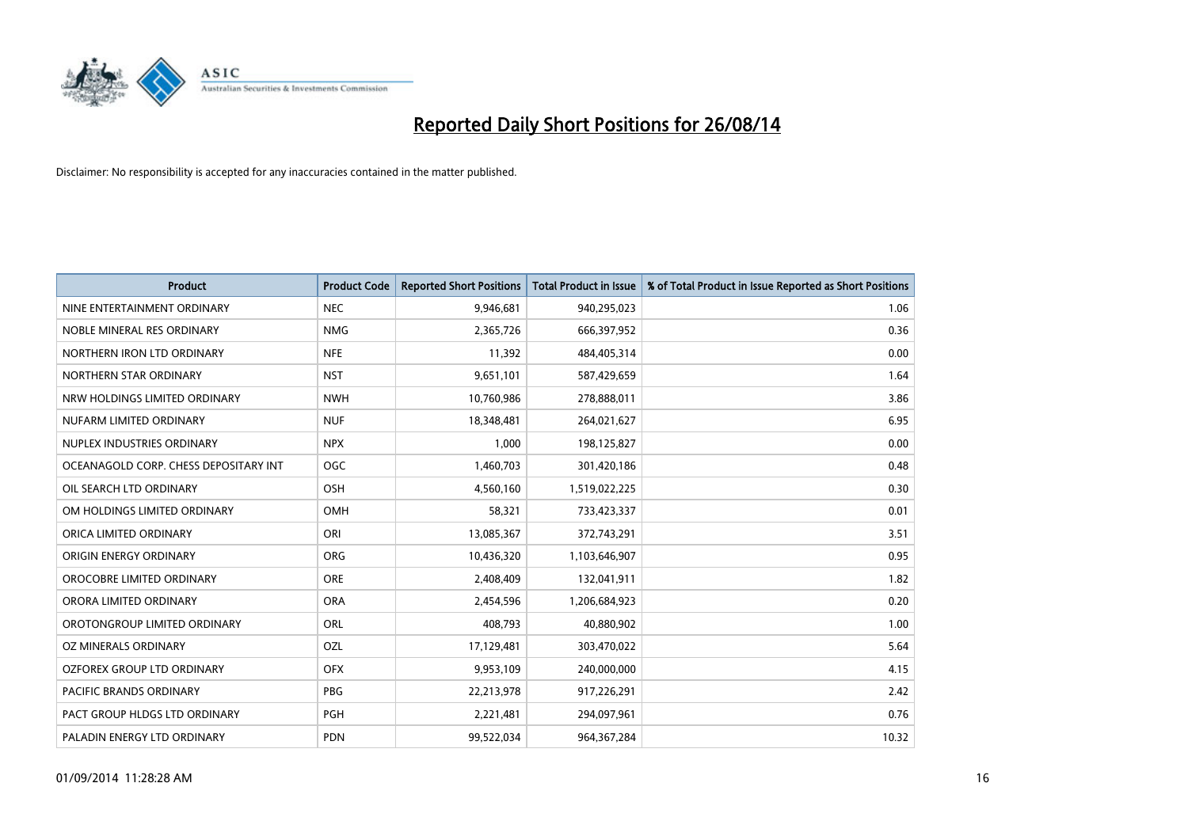# Reported Daily Short Positions for 26/08/14

Disclaimer: No responsibility is accepted for any inaccuracies contained in the matter published.

| Product | Product Code | Reported Short Positions | Total Product in Issue | % of Total Product in Issue Reported as Short Positions |
|---|---|---|---|---|
| NINE ENTERTAINMENT ORDINARY | NEC | 9,946,681 | 940,295,023 | 1.06 |
| NOBLE MINERAL RES ORDINARY | NMG | 2,365,726 | 666,397,952 | 0.36 |
| NORTHERN IRON LTD ORDINARY | NFE | 11,392 | 484,405,314 | 0.00 |
| NORTHERN STAR ORDINARY | NST | 9,651,101 | 587,429,659 | 1.64 |
| NRW HOLDINGS LIMITED ORDINARY | NWH | 10,760,986 | 278,888,011 | 3.86 |
| NUFARM LIMITED ORDINARY | NUF | 18,348,481 | 264,021,627 | 6.95 |
| NUPLEX INDUSTRIES ORDINARY | NPX | 1,000 | 198,125,827 | 0.00 |
| OCEANAGOLD CORP. CHESS DEPOSITARY INT | OGC | 1,460,703 | 301,420,186 | 0.48 |
| OIL SEARCH LTD ORDINARY | OSH | 4,560,160 | 1,519,022,225 | 0.30 |
| OM HOLDINGS LIMITED ORDINARY | OMH | 58,321 | 733,423,337 | 0.01 |
| ORICA LIMITED ORDINARY | ORI | 13,085,367 | 372,743,291 | 3.51 |
| ORIGIN ENERGY ORDINARY | ORG | 10,436,320 | 1,103,646,907 | 0.95 |
| OROCOBRE LIMITED ORDINARY | ORE | 2,408,409 | 132,041,911 | 1.82 |
| ORORA LIMITED ORDINARY | ORA | 2,454,596 | 1,206,684,923 | 0.20 |
| OROTONGROUP LIMITED ORDINARY | ORL | 408,793 | 40,880,902 | 1.00 |
| OZ MINERALS ORDINARY | OZL | 17,129,481 | 303,470,022 | 5.64 |
| OZFOREX GROUP LTD ORDINARY | OFX | 9,953,109 | 240,000,000 | 4.15 |
| PACIFIC BRANDS ORDINARY | PBG | 22,213,978 | 917,226,291 | 2.42 |
| PACT GROUP HLDGS LTD ORDINARY | PGH | 2,221,481 | 294,097,961 | 0.76 |
| PALADIN ENERGY LTD ORDINARY | PDN | 99,522,034 | 964,367,284 | 10.32 |

01/09/2014 11:28:28 AM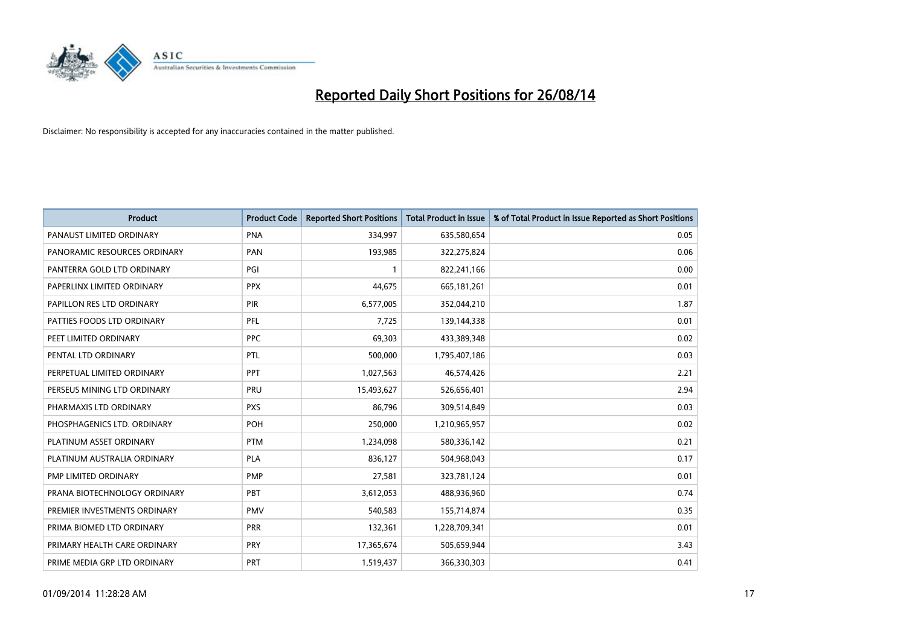# Reported Daily Short Positions for 26/08/14

Disclaimer: No responsibility is accepted for any inaccuracies contained in the matter published.

| Product | Product Code | Reported Short Positions | Total Product in Issue | % of Total Product in Issue Reported as Short Positions |
| --- | --- | --- | --- | --- |
| PANAUST LIMITED ORDINARY | PNA | 334,997 | 635,580,654 | 0.05 |
| PANORAMIC RESOURCES ORDINARY | PAN | 193,985 | 322,275,824 | 0.06 |
| PANTERRA GOLD LTD ORDINARY | PGI | 1 | 822,241,166 | 0.00 |
| PAPERLINX LIMITED ORDINARY | PPX | 44,675 | 665,181,261 | 0.01 |
| PAPILLON RES LTD ORDINARY | PIR | 6,577,005 | 352,044,210 | 1.87 |
| PATTIES FOODS LTD ORDINARY | PFL | 7,725 | 139,144,338 | 0.01 |
| PEET LIMITED ORDINARY | PPC | 69,303 | 433,389,348 | 0.02 |
| PENTAL LTD ORDINARY | PTL | 500,000 | 1,795,407,186 | 0.03 |
| PERPETUAL LIMITED ORDINARY | PPT | 1,027,563 | 46,574,426 | 2.21 |
| PERSEUS MINING LTD ORDINARY | PRU | 15,493,627 | 526,656,401 | 2.94 |
| PHARMAXIS LTD ORDINARY | PXS | 86,796 | 309,514,849 | 0.03 |
| PHOSPHAGENICS LTD. ORDINARY | POH | 250,000 | 1,210,965,957 | 0.02 |
| PLATINUM ASSET ORDINARY | PTM | 1,234,098 | 580,336,142 | 0.21 |
| PLATINUM AUSTRALIA ORDINARY | PLA | 836,127 | 504,968,043 | 0.17 |
| PMP LIMITED ORDINARY | PMP | 27,581 | 323,781,124 | 0.01 |
| PRANA BIOTECHNOLOGY ORDINARY | PBT | 3,612,053 | 488,936,960 | 0.74 |
| PREMIER INVESTMENTS ORDINARY | PMV | 540,583 | 155,714,874 | 0.35 |
| PRIMA BIOMED LTD ORDINARY | PRR | 132,361 | 1,228,709,341 | 0.01 |
| PRIMARY HEALTH CARE ORDINARY | PRY | 17,365,674 | 505,659,944 | 3.43 |
| PRIME MEDIA GRP LTD ORDINARY | PRT | 1,519,437 | 366,330,303 | 0.41 |

01/09/2014 11:28:28 AM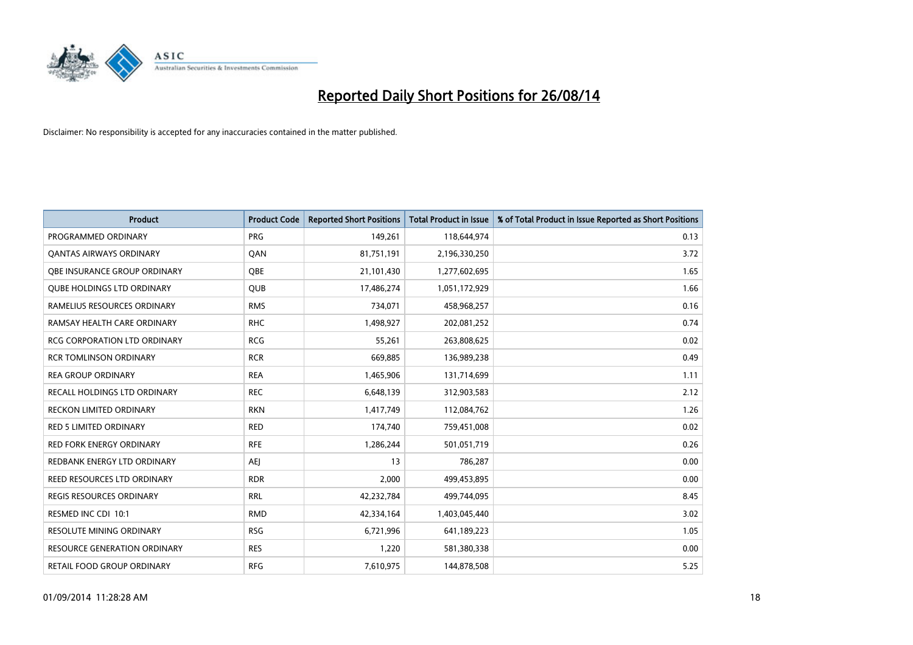# Reported Daily Short Positions for 26/08/14

Disclaimer: No responsibility is accepted for any inaccuracies contained in the matter published.

| Product | Product Code | Reported Short Positions | Total Product in Issue | % of Total Product in Issue Reported as Short Positions |
|---|---|---|---|---|
| PROGRAMMED ORDINARY | PRG | 149,261 | 118,644,974 | 0.13 |
| QANTAS AIRWAYS ORDINARY | QAN | 81,751,191 | 2,196,330,250 | 3.72 |
| QBE INSURANCE GROUP ORDINARY | QBE | 21,101,430 | 1,277,602,695 | 1.65 |
| QUBE HOLDINGS LTD ORDINARY | QUB | 17,486,274 | 1,051,172,929 | 1.66 |
| RAMELIUS RESOURCES ORDINARY | RMS | 734,071 | 458,968,257 | 0.16 |
| RAMSAY HEALTH CARE ORDINARY | RHC | 1,498,927 | 202,081,252 | 0.74 |
| RCG CORPORATION LTD ORDINARY | RCG | 55,261 | 263,808,625 | 0.02 |
| RCR TOMLINSON ORDINARY | RCR | 669,885 | 136,989,238 | 0.49 |
| REA GROUP ORDINARY | REA | 1,465,906 | 131,714,699 | 1.11 |
| RECALL HOLDINGS LTD ORDINARY | REC | 6,648,139 | 312,903,583 | 2.12 |
| RECKON LIMITED ORDINARY | RKN | 1,417,749 | 112,084,762 | 1.26 |
| RED 5 LIMITED ORDINARY | RED | 174,740 | 759,451,008 | 0.02 |
| RED FORK ENERGY ORDINARY | RFE | 1,286,244 | 501,051,719 | 0.26 |
| REDBANK ENERGY LTD ORDINARY | AEJ | 13 | 786,287 | 0.00 |
| REED RESOURCES LTD ORDINARY | RDR | 2,000 | 499,453,895 | 0.00 |
| REGIS RESOURCES ORDINARY | RRL | 42,232,784 | 499,744,095 | 8.45 |
| RESMED INC CDI 10:1 | RMD | 42,334,164 | 1,403,045,440 | 3.02 |
| RESOLUTE MINING ORDINARY | RSG | 6,721,996 | 641,189,223 | 1.05 |
| RESOURCE GENERATION ORDINARY | RES | 1,220 | 581,380,338 | 0.00 |
| RETAIL FOOD GROUP ORDINARY | RFG | 7,610,975 | 144,878,508 | 5.25 |

01/09/2014 11:28:28 AM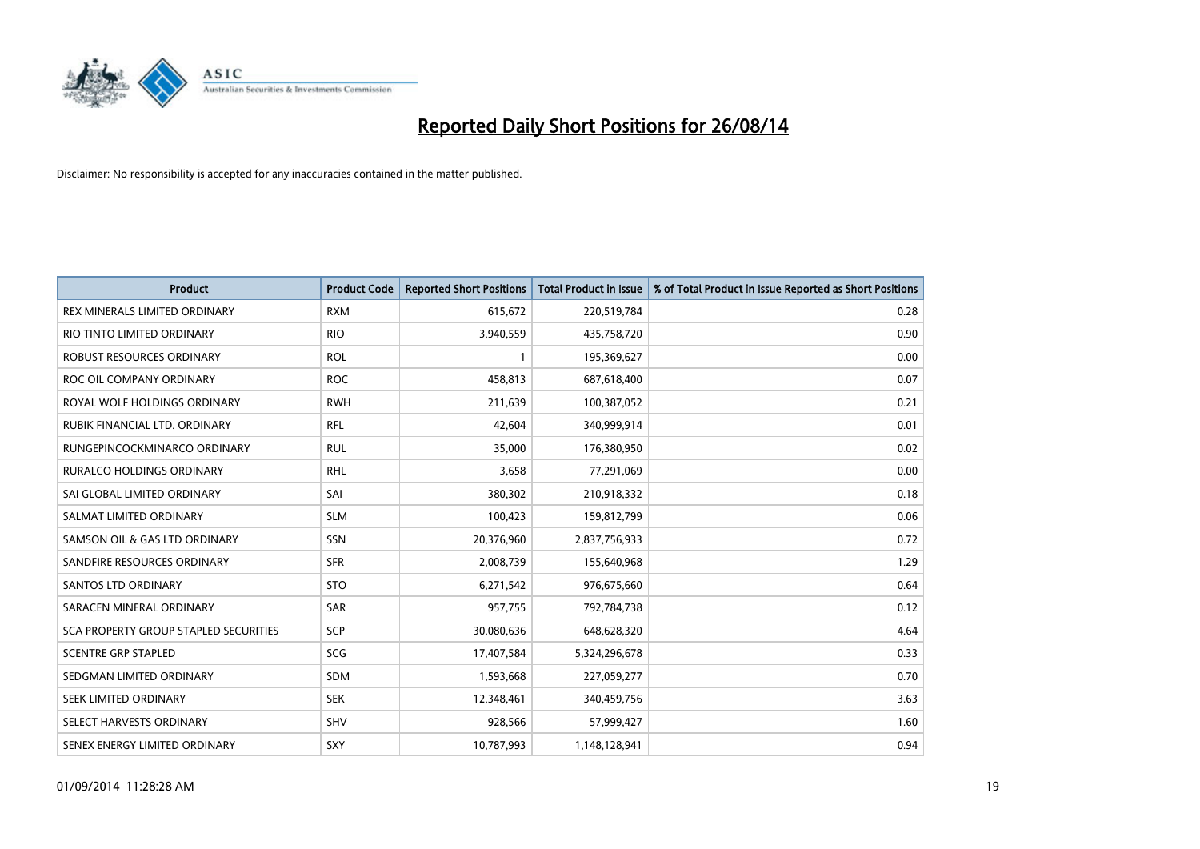# Reported Daily Short Positions for 26/08/14

Disclaimer: No responsibility is accepted for any inaccuracies contained in the matter published.

| Product | Product Code | Reported Short Positions | Total Product in Issue | % of Total Product in Issue Reported as Short Positions |
|---|---|---|---|---|
| REX MINERALS LIMITED ORDINARY | RXM | 615,672 | 220,519,784 | 0.28 |
| RIO TINTO LIMITED ORDINARY | RIO | 3,940,559 | 435,758,720 | 0.90 |
| ROBUST RESOURCES ORDINARY | ROL | 1 | 195,369,627 | 0.00 |
| ROC OIL COMPANY ORDINARY | ROC | 458,813 | 687,618,400 | 0.07 |
| ROYAL WOLF HOLDINGS ORDINARY | RWH | 211,639 | 100,387,052 | 0.21 |
| RUBIK FINANCIAL LTD. ORDINARY | RFL | 42,604 | 340,999,914 | 0.01 |
| RUNGEPINCOCKMINARCO ORDINARY | RUL | 35,000 | 176,380,950 | 0.02 |
| RURALCO HOLDINGS ORDINARY | RHL | 3,658 | 77,291,069 | 0.00 |
| SAI GLOBAL LIMITED ORDINARY | SAI | 380,302 | 210,918,332 | 0.18 |
| SALMAT LIMITED ORDINARY | SLM | 100,423 | 159,812,799 | 0.06 |
| SAMSON OIL & GAS LTD ORDINARY | SSN | 20,376,960 | 2,837,756,933 | 0.72 |
| SANDFIRE RESOURCES ORDINARY | SFR | 2,008,739 | 155,640,968 | 1.29 |
| SANTOS LTD ORDINARY | STO | 6,271,542 | 976,675,660 | 0.64 |
| SARACEN MINERAL ORDINARY | SAR | 957,755 | 792,784,738 | 0.12 |
| SCA PROPERTY GROUP STAPLED SECURITIES | SCP | 30,080,636 | 648,628,320 | 4.64 |
| SCENTRE GRP STAPLED | SCG | 17,407,584 | 5,324,296,678 | 0.33 |
| SEDGMAN LIMITED ORDINARY | SDM | 1,593,668 | 227,059,277 | 0.70 |
| SEEK LIMITED ORDINARY | SEK | 12,348,461 | 340,459,756 | 3.63 |
| SELECT HARVESTS ORDINARY | SHV | 928,566 | 57,999,427 | 1.60 |
| SENEX ENERGY LIMITED ORDINARY | SXY | 10,787,993 | 1,148,128,941 | 0.94 |

01/09/2014 11:28:28 AM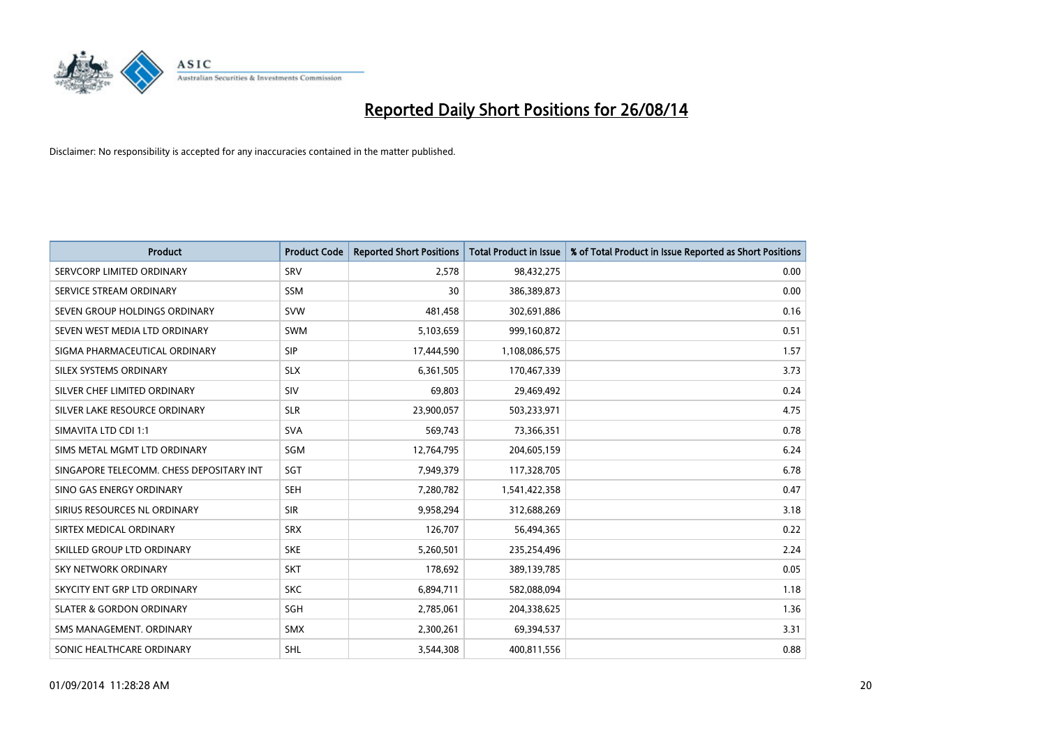# Reported Daily Short Positions for 26/08/14

Disclaimer: No responsibility is accepted for any inaccuracies contained in the matter published.

| Product | Product Code | Reported Short Positions | Total Product in Issue | % of Total Product in Issue Reported as Short Positions |
|---|---|---|---|---|
| SERVCORP LIMITED ORDINARY | SRV | 2,578 | 98,432,275 | 0.00 |
| SERVICE STREAM ORDINARY | SSM | 30 | 386,389,873 | 0.00 |
| SEVEN GROUP HOLDINGS ORDINARY | SVW | 481,458 | 302,691,886 | 0.16 |
| SEVEN WEST MEDIA LTD ORDINARY | SWM | 5,103,659 | 999,160,872 | 0.51 |
| SIGMA PHARMACEUTICAL ORDINARY | SIP | 17,444,590 | 1,108,086,575 | 1.57 |
| SILEX SYSTEMS ORDINARY | SLX | 6,361,505 | 170,467,339 | 3.73 |
| SILVER CHEF LIMITED ORDINARY | SIV | 69,803 | 29,469,492 | 0.24 |
| SILVER LAKE RESOURCE ORDINARY | SLR | 23,900,057 | 503,233,971 | 4.75 |
| SIMAVITA LTD CDI 1:1 | SVA | 569,743 | 73,366,351 | 0.78 |
| SIMS METAL MGMT LTD ORDINARY | SGM | 12,764,795 | 204,605,159 | 6.24 |
| SINGAPORE TELECOMM. CHESS DEPOSITARY INT | SGT | 7,949,379 | 117,328,705 | 6.78 |
| SINO GAS ENERGY ORDINARY | SEH | 7,280,782 | 1,541,422,358 | 0.47 |
| SIRIUS RESOURCES NL ORDINARY | SIR | 9,958,294 | 312,688,269 | 3.18 |
| SIRTEX MEDICAL ORDINARY | SRX | 126,707 | 56,494,365 | 0.22 |
| SKILLED GROUP LTD ORDINARY | SKE | 5,260,501 | 235,254,496 | 2.24 |
| SKY NETWORK ORDINARY | SKT | 178,692 | 389,139,785 | 0.05 |
| SKYCITY ENT GRP LTD ORDINARY | SKC | 6,894,711 | 582,088,094 | 1.18 |
| SLATER & GORDON ORDINARY | SGH | 2,785,061 | 204,338,625 | 1.36 |
| SMS MANAGEMENT. ORDINARY | SMX | 2,300,261 | 69,394,537 | 3.31 |
| SONIC HEALTHCARE ORDINARY | SHL | 3,544,308 | 400,811,556 | 0.88 |

01/09/2014 11:28:28 AM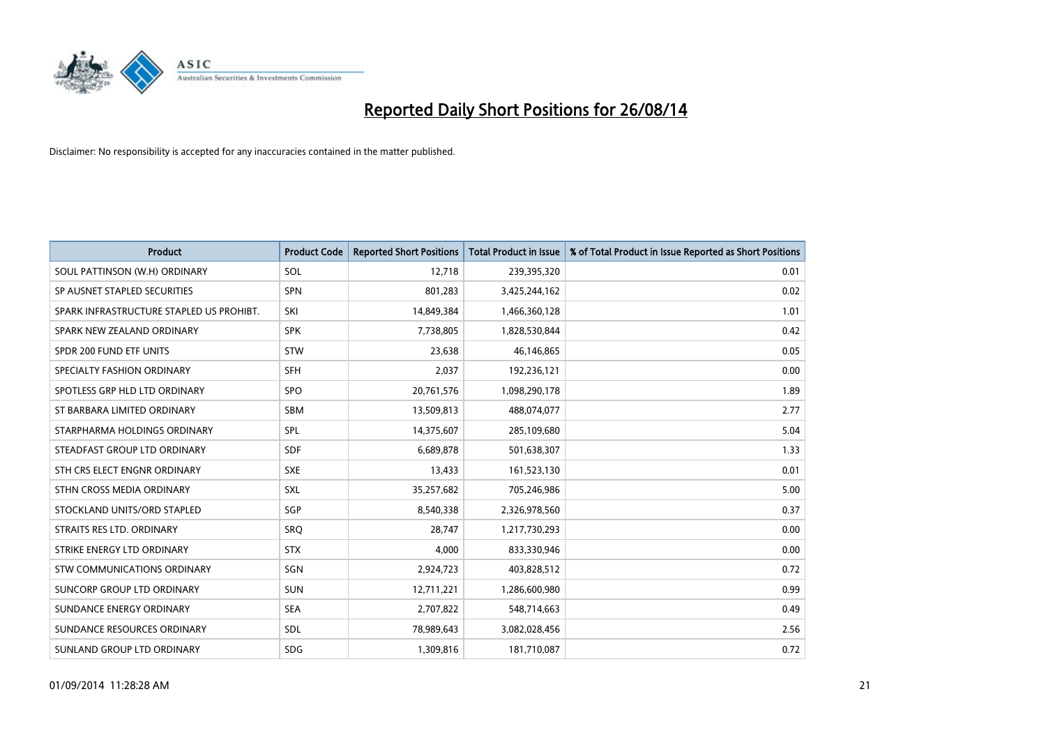# Reported Daily Short Positions for 26/08/14

Disclaimer: No responsibility is accepted for any inaccuracies contained in the matter published.

| Product | Product Code | Reported Short Positions | Total Product in Issue | % of Total Product in Issue Reported as Short Positions |
|---|---|---|---|---|
| SOUL PATTINSON (W.H) ORDINARY | SOL | 12,718 | 239,395,320 | 0.01 |
| SP AUSNET STAPLED SECURITIES | SPN | 801,283 | 3,425,244,162 | 0.02 |
| SPARK INFRASTRUCTURE STAPLED US PROHIBT. | SKI | 14,849,384 | 1,466,360,128 | 1.01 |
| SPARK NEW ZEALAND ORDINARY | SPK | 7,738,805 | 1,828,530,844 | 0.42 |
| SPDR 200 FUND ETF UNITS | STW | 23,638 | 46,146,865 | 0.05 |
| SPECIALTY FASHION ORDINARY | SFH | 2,037 | 192,236,121 | 0.00 |
| SPOTLESS GRP HLD LTD ORDINARY | SPO | 20,761,576 | 1,098,290,178 | 1.89 |
| ST BARBARA LIMITED ORDINARY | SBM | 13,509,813 | 488,074,077 | 2.77 |
| STARPHARMA HOLDINGS ORDINARY | SPL | 14,375,607 | 285,109,680 | 5.04 |
| STEADFAST GROUP LTD ORDINARY | SDF | 6,689,878 | 501,638,307 | 1.33 |
| STH CRS ELECT ENGNR ORDINARY | SXE | 13,433 | 161,523,130 | 0.01 |
| STHN CROSS MEDIA ORDINARY | SXL | 35,257,682 | 705,246,986 | 5.00 |
| STOCKLAND UNITS/ORD STAPLED | SGP | 8,540,338 | 2,326,978,560 | 0.37 |
| STRAITS RES LTD. ORDINARY | SRQ | 28,747 | 1,217,730,293 | 0.00 |
| STRIKE ENERGY LTD ORDINARY | STX | 4,000 | 833,330,946 | 0.00 |
| STW COMMUNICATIONS ORDINARY | SGN | 2,924,723 | 403,828,512 | 0.72 |
| SUNCORP GROUP LTD ORDINARY | SUN | 12,711,221 | 1,286,600,980 | 0.99 |
| SUNDANCE ENERGY ORDINARY | SEA | 2,707,822 | 548,714,663 | 0.49 |
| SUNDANCE RESOURCES ORDINARY | SDL | 78,989,643 | 3,082,028,456 | 2.56 |
| SUNLAND GROUP LTD ORDINARY | SDG | 1,309,816 | 181,710,087 | 0.72 |

01/09/2014 11:28:28 AM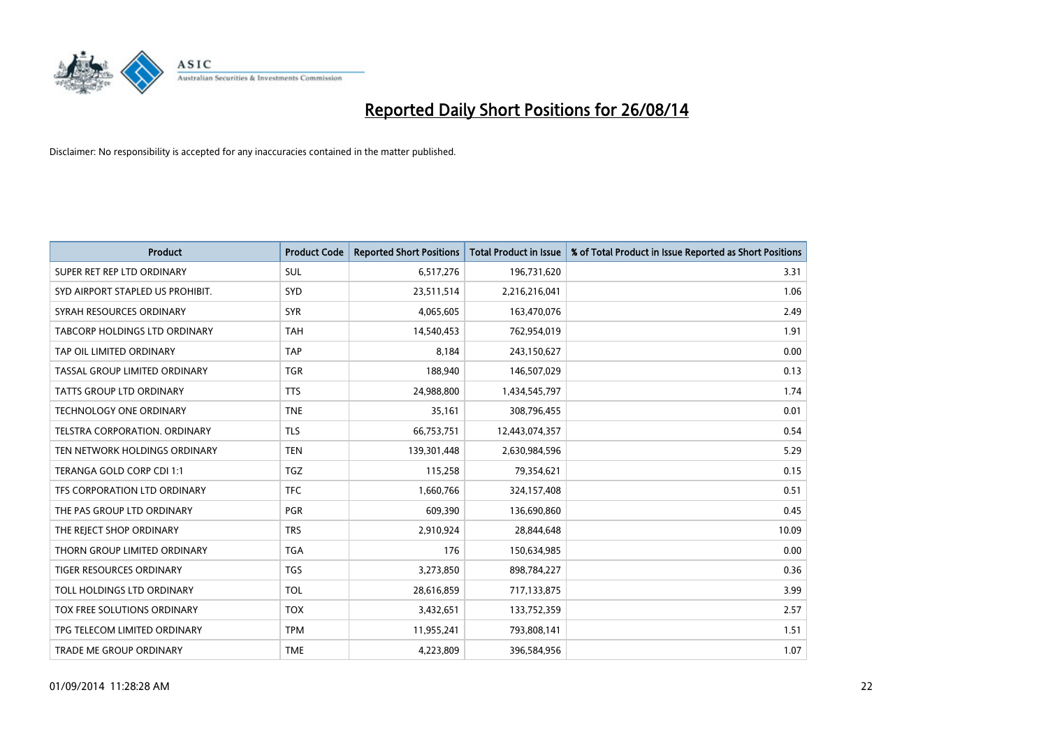# Reported Daily Short Positions for 26/08/14

Disclaimer: No responsibility is accepted for any inaccuracies contained in the matter published.

| Product | Product Code | Reported Short Positions | Total Product in Issue | % of Total Product in Issue Reported as Short Positions |
|---|---|---|---|---|
| SUPER RET REP LTD ORDINARY | SUL | 6,517,276 | 196,731,620 | 3.31 |
| SYD AIRPORT STAPLED US PROHIBIT. | SYD | 23,511,514 | 2,216,216,041 | 1.06 |
| SYRAH RESOURCES ORDINARY | SYR | 4,065,605 | 163,470,076 | 2.49 |
| TABCORP HOLDINGS LTD ORDINARY | TAH | 14,540,453 | 762,954,019 | 1.91 |
| TAP OIL LIMITED ORDINARY | TAP | 8,184 | 243,150,627 | 0.00 |
| TASSAL GROUP LIMITED ORDINARY | TGR | 188,940 | 146,507,029 | 0.13 |
| TATTS GROUP LTD ORDINARY | TTS | 24,988,800 | 1,434,545,797 | 1.74 |
| TECHNOLOGY ONE ORDINARY | TNE | 35,161 | 308,796,455 | 0.01 |
| TELSTRA CORPORATION. ORDINARY | TLS | 66,753,751 | 12,443,074,357 | 0.54 |
| TEN NETWORK HOLDINGS ORDINARY | TEN | 139,301,448 | 2,630,984,596 | 5.29 |
| TERANGA GOLD CORP CDI 1:1 | TGZ | 115,258 | 79,354,621 | 0.15 |
| TFS CORPORATION LTD ORDINARY | TFC | 1,660,766 | 324,157,408 | 0.51 |
| THE PAS GROUP LTD ORDINARY | PGR | 609,390 | 136,690,860 | 0.45 |
| THE REJECT SHOP ORDINARY | TRS | 2,910,924 | 28,844,648 | 10.09 |
| THORN GROUP LIMITED ORDINARY | TGA | 176 | 150,634,985 | 0.00 |
| TIGER RESOURCES ORDINARY | TGS | 3,273,850 | 898,784,227 | 0.36 |
| TOLL HOLDINGS LTD ORDINARY | TOL | 28,616,859 | 717,133,875 | 3.99 |
| TOX FREE SOLUTIONS ORDINARY | TOX | 3,432,651 | 133,752,359 | 2.57 |
| TPG TELECOM LIMITED ORDINARY | TPM | 11,955,241 | 793,808,141 | 1.51 |
| TRADE ME GROUP ORDINARY | TME | 4,223,809 | 396,584,956 | 1.07 |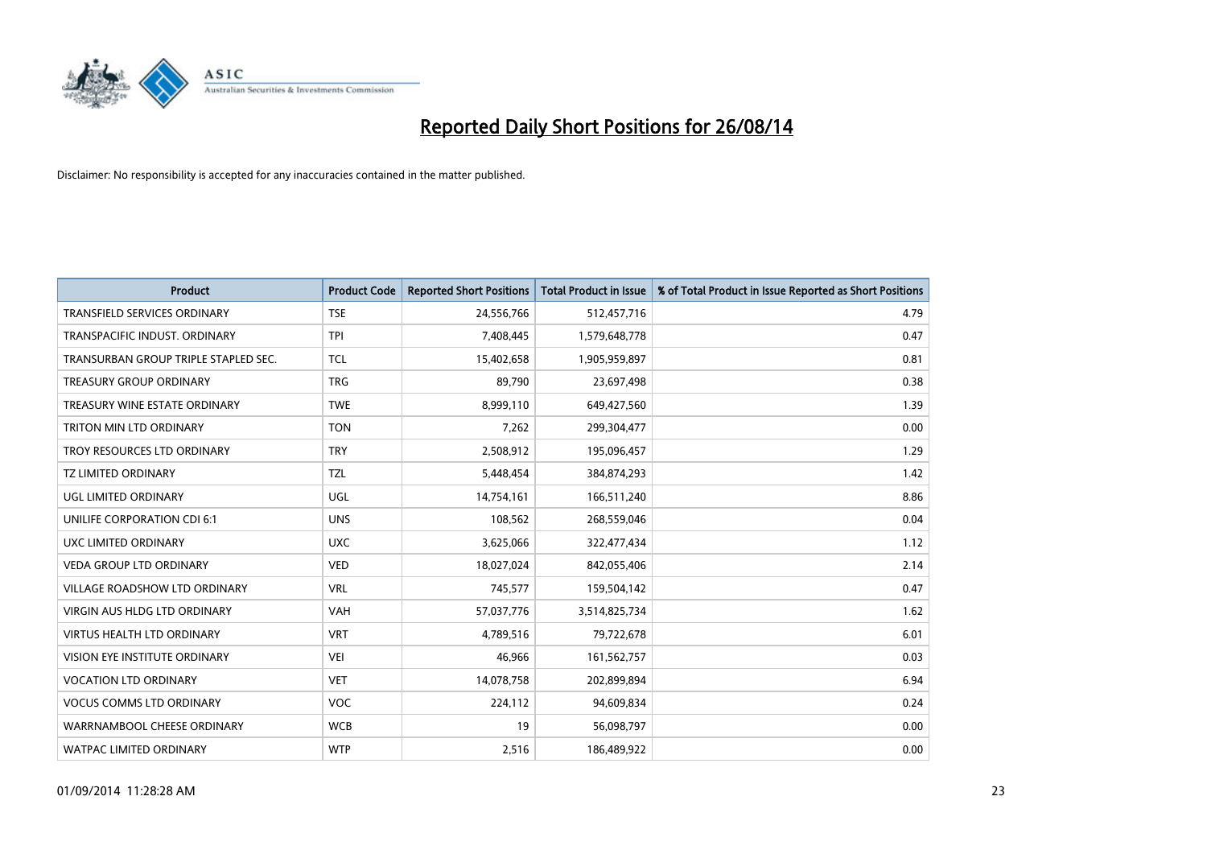# Reported Daily Short Positions for 26/08/14

Disclaimer: No responsibility is accepted for any inaccuracies contained in the matter published.

| Product | Product Code | Reported Short Positions | Total Product in Issue | % of Total Product in Issue Reported as Short Positions |
|---|---|---|---|---|
| TRANSFIELD SERVICES ORDINARY | TSE | 24,556,766 | 512,457,716 | 4.79 |
| TRANSPACIFIC INDUST. ORDINARY | TPI | 7,408,445 | 1,579,648,778 | 0.47 |
| TRANSURBAN GROUP TRIPLE STAPLED SEC. | TCL | 15,402,658 | 1,905,959,897 | 0.81 |
| TREASURY GROUP ORDINARY | TRG | 89,790 | 23,697,498 | 0.38 |
| TREASURY WINE ESTATE ORDINARY | TWE | 8,999,110 | 649,427,560 | 1.39 |
| TRITON MIN LTD ORDINARY | TON | 7,262 | 299,304,477 | 0.00 |
| TROY RESOURCES LTD ORDINARY | TRY | 2,508,912 | 195,096,457 | 1.29 |
| TZ LIMITED ORDINARY | TZL | 5,448,454 | 384,874,293 | 1.42 |
| UGL LIMITED ORDINARY | UGL | 14,754,161 | 166,511,240 | 8.86 |
| UNILIFE CORPORATION CDI 6:1 | UNS | 108,562 | 268,559,046 | 0.04 |
| UXC LIMITED ORDINARY | UXC | 3,625,066 | 322,477,434 | 1.12 |
| VEDA GROUP LTD ORDINARY | VED | 18,027,024 | 842,055,406 | 2.14 |
| VILLAGE ROADSHOW LTD ORDINARY | VRL | 745,577 | 159,504,142 | 0.47 |
| VIRGIN AUS HLDG LTD ORDINARY | VAH | 57,037,776 | 3,514,825,734 | 1.62 |
| VIRTUS HEALTH LTD ORDINARY | VRT | 4,789,516 | 79,722,678 | 6.01 |
| VISION EYE INSTITUTE ORDINARY | VEI | 46,966 | 161,562,757 | 0.03 |
| VOCATION LTD ORDINARY | VET | 14,078,758 | 202,899,894 | 6.94 |
| VOCUS COMMS LTD ORDINARY | VOC | 224,112 | 94,609,834 | 0.24 |
| WARRNAMBOOL CHEESE ORDINARY | WCB | 19 | 56,098,797 | 0.00 |
| WATPAC LIMITED ORDINARY | WTP | 2,516 | 186,489,922 | 0.00 |

01/09/2014 11:28:28 AM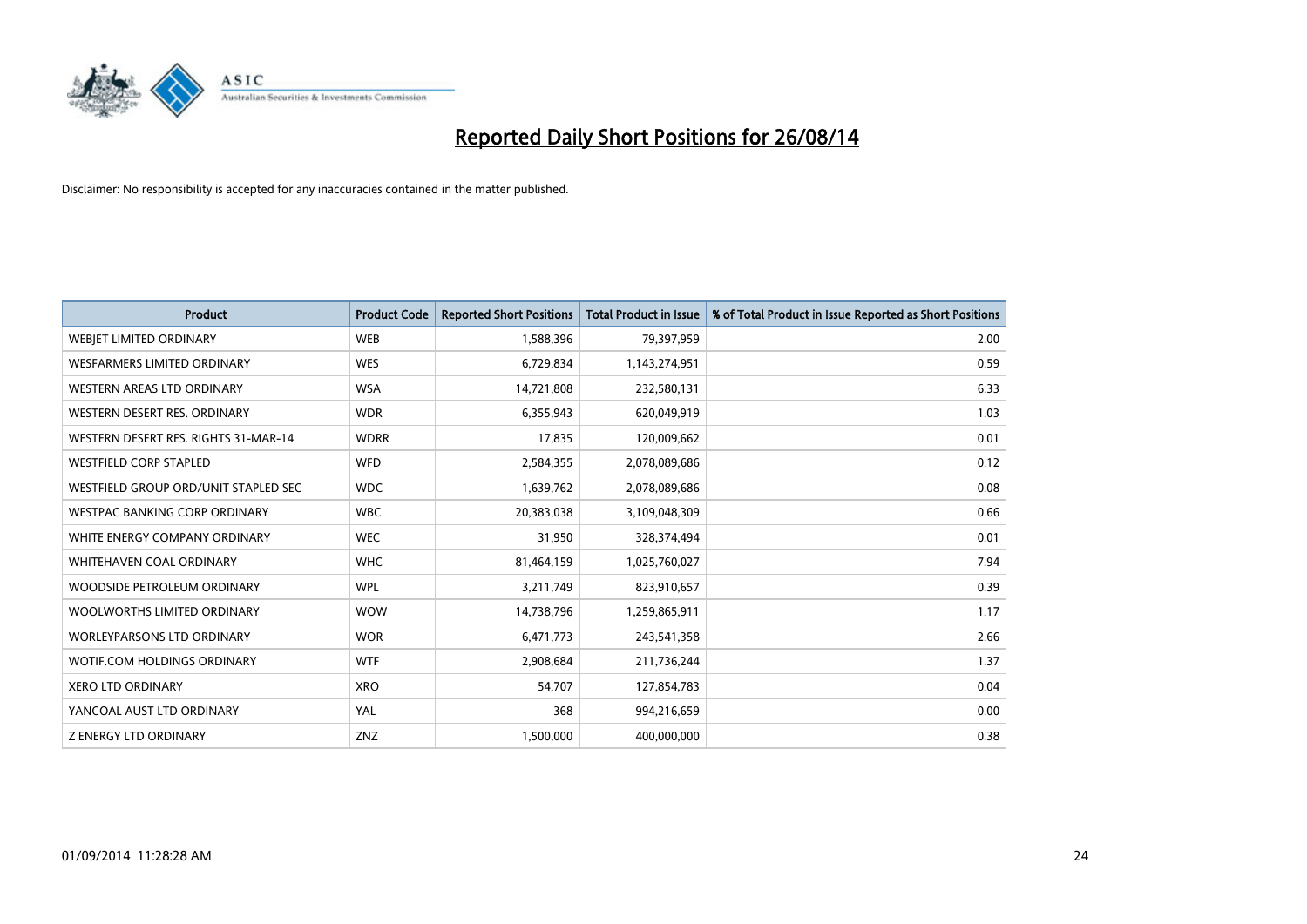# Reported Daily Short Positions for 26/08/14

Disclaimer: No responsibility is accepted for any inaccuracies contained in the matter published.

| Product | Product Code | Reported Short Positions | Total Product in Issue | % of Total Product in Issue Reported as Short Positions |
|---|---|---|---|---|
| WEBJET LIMITED ORDINARY | WEB | 1,588,396 | 79,397,959 | 2.00 |
| WESFARMERS LIMITED ORDINARY | WES | 6,729,834 | 1,143,274,951 | 0.59 |
| WESTERN AREAS LTD ORDINARY | WSA | 14,721,808 | 232,580,131 | 6.33 |
| WESTERN DESERT RES. ORDINARY | WDR | 6,355,943 | 620,049,919 | 1.03 |
| WESTERN DESERT RES. RIGHTS 31-MAR-14 | WDRR | 17,835 | 120,009,662 | 0.01 |
| WESTFIELD CORP STAPLED | WFD | 2,584,355 | 2,078,089,686 | 0.12 |
| WESTFIELD GROUP ORD/UNIT STAPLED SEC | WDC | 1,639,762 | 2,078,089,686 | 0.08 |
| WESTPAC BANKING CORP ORDINARY | WBC | 20,383,038 | 3,109,048,309 | 0.66 |
| WHITE ENERGY COMPANY ORDINARY | WEC | 31,950 | 328,374,494 | 0.01 |
| WHITEHAVEN COAL ORDINARY | WHC | 81,464,159 | 1,025,760,027 | 7.94 |
| WOODSIDE PETROLEUM ORDINARY | WPL | 3,211,749 | 823,910,657 | 0.39 |
| WOOLWORTHS LIMITED ORDINARY | WOW | 14,738,796 | 1,259,865,911 | 1.17 |
| WORLEYPARSONS LTD ORDINARY | WOR | 6,471,773 | 243,541,358 | 2.66 |
| WOTIF.COM HOLDINGS ORDINARY | WTF | 2,908,684 | 211,736,244 | 1.37 |
| XERO LTD ORDINARY | XRO | 54,707 | 127,854,783 | 0.04 |
| YANCOAL AUST LTD ORDINARY | YAL | 368 | 994,216,659 | 0.00 |
| Z ENERGY LTD ORDINARY | ZNZ | 1,500,000 | 400,000,000 | 0.38 |

01/09/2014 11:28:28 AM